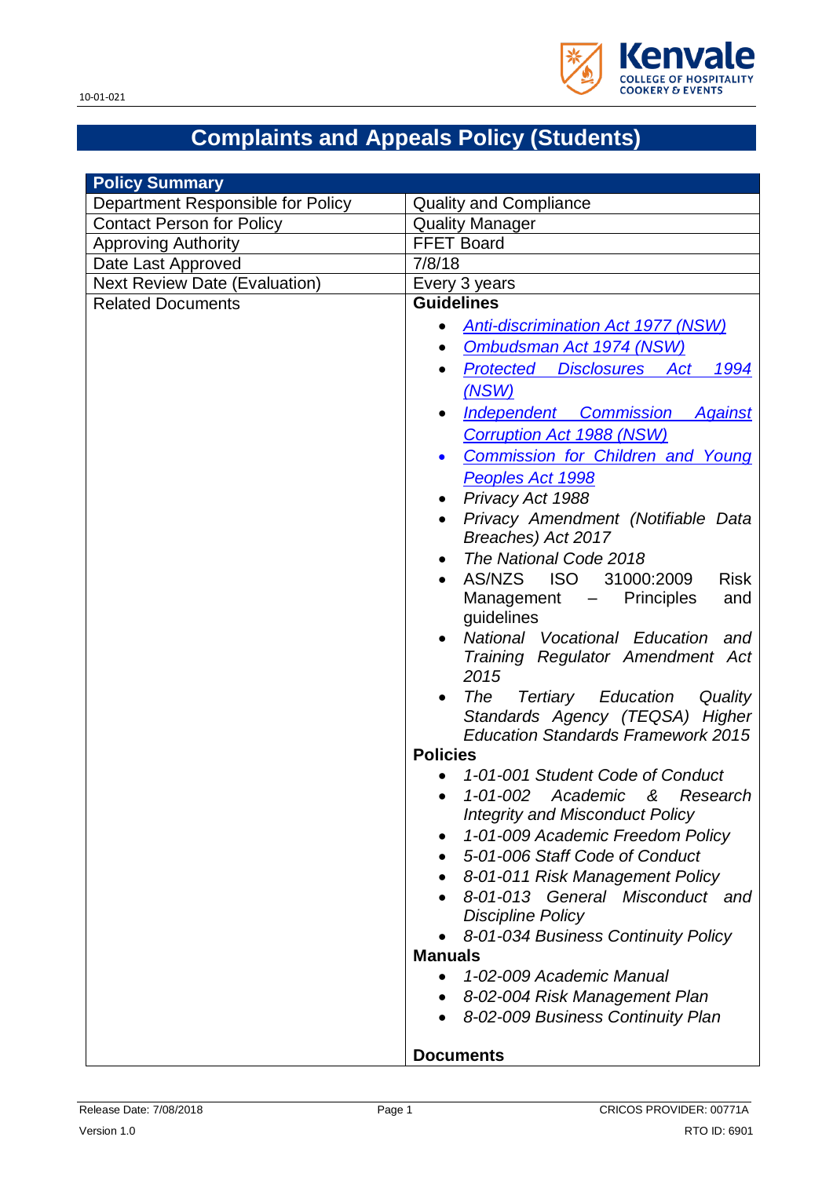10-01-021

# Complaints and Appeals Policy (Students)

| Policy Summary | |
|---|---|
| Department Responsible for Policy | Quality and Compliance |
| Contact Person for Policy | Quality Manager |
| Approving Authority | FFET Board |
| Date Last Approved | 7/8/18 |
| Next Review Date (Evaluation) | Every 3 years |
| Related Documents | **Guidelines**<br>• *Anti-discrimination Act 1977 (NSW)*<br>• *Ombudsman Act 1974 (NSW)*<br>• *Protected Disclosures Act 1994 (NSW)*<br>• *Independent Commission Against Corruption Act 1988 (NSW)*<br>• *Commission for Children and Young Peoples Act 1998*<br>• *Privacy Act 1988*<br>• *Privacy Amendment (Notifiable Data Breaches) Act 2017*<br>• *The National Code 2018*<br>• AS/NZS ISO 31000:2009 Risk Management – Principles and guidelines<br>• *National Vocational Education and Training Regulator Amendment Act 2015*<br>• *The Tertiary Education Quality Standards Agency (TEQSA) Higher Education Standards Framework 2015*<br>**Policies**<br>• *1-01-001 Student Code of Conduct*<br>• *1-01-002 Academic & Research Integrity and Misconduct Policy*<br>• *1-01-009 Academic Freedom Policy*<br>• *5-01-006 Staff Code of Conduct*<br>• *8-01-011 Risk Management Policy*<br>• *8-01-013 General Misconduct and Discipline Policy*<br>• *8-01-034 Business Continuity Policy*<br>**Manuals**<br>• *1-02-009 Academic Manual*<br>• *8-02-004 Risk Management Plan*<br>• *8-02-009 Business Continuity Plan*<br><br>**Documents** |

Release Date: 7/08/2018

Version 1.0

CRICOS PROVIDER: 00771A

RTO ID: 6901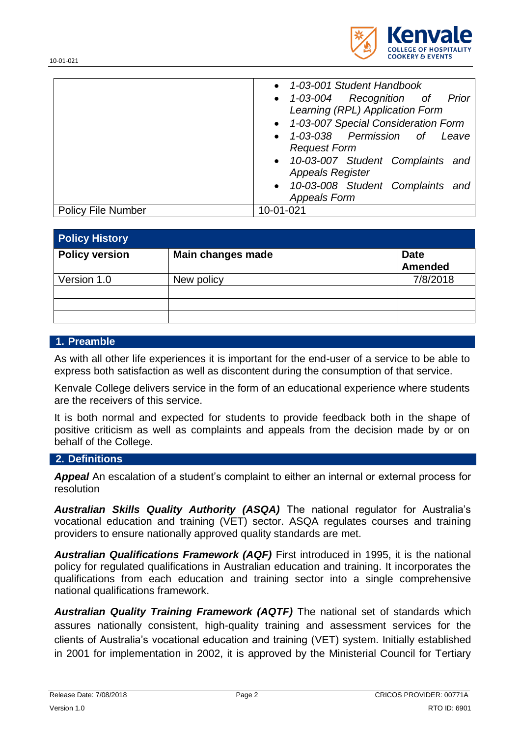| | |
|---|---|
| | • *1-03-001 Student Handbook*<br>• *1-03-004 Recognition of Prior Learning (RPL) Application Form*<br>• *1-03-007 Special Consideration Form*<br>• *1-03-038 Permission of Leave Request Form*<br>• *10-03-007 Student Complaints and Appeals Register*<br>• *10-03-008 Student Complaints and Appeals Form* |
| Policy File Number | 10-01-021 |

| **Policy History** | | |
|---|---|---|
| **Policy version** | **Main changes made** | **Date Amended** |
| Version 1.0 | New policy | 7/8/2018 |
| | | |
| | | |
| | | |

## 1. Preamble

As with all other life experiences it is important for the end-user of a service to be able to express both satisfaction as well as discontent during the consumption of that service.

Kenvale College delivers service in the form of an educational experience where students are the receivers of this service.

It is both normal and expected for students to provide feedback both in the shape of positive criticism as well as complaints and appeals from the decision made by or on behalf of the College.

## 2. Definitions

***Appeal*** An escalation of a student's complaint to either an internal or external process for resolution

***Australian Skills Quality Authority (ASQA)*** The national regulator for Australia's vocational education and training (VET) sector. ASQA regulates courses and training providers to ensure nationally approved quality standards are met.

***Australian Qualifications Framework (AQF)*** First introduced in 1995, it is the national policy for regulated qualifications in Australian education and training. It incorporates the qualifications from each education and training sector into a single comprehensive national qualifications framework.

***Australian Quality Training Framework (AQTF)*** The national set of standards which assures nationally consistent, high-quality training and assessment services for the clients of Australia's vocational education and training (VET) system. Initially established in 2001 for implementation in 2002, it is approved by the Ministerial Council for Tertiary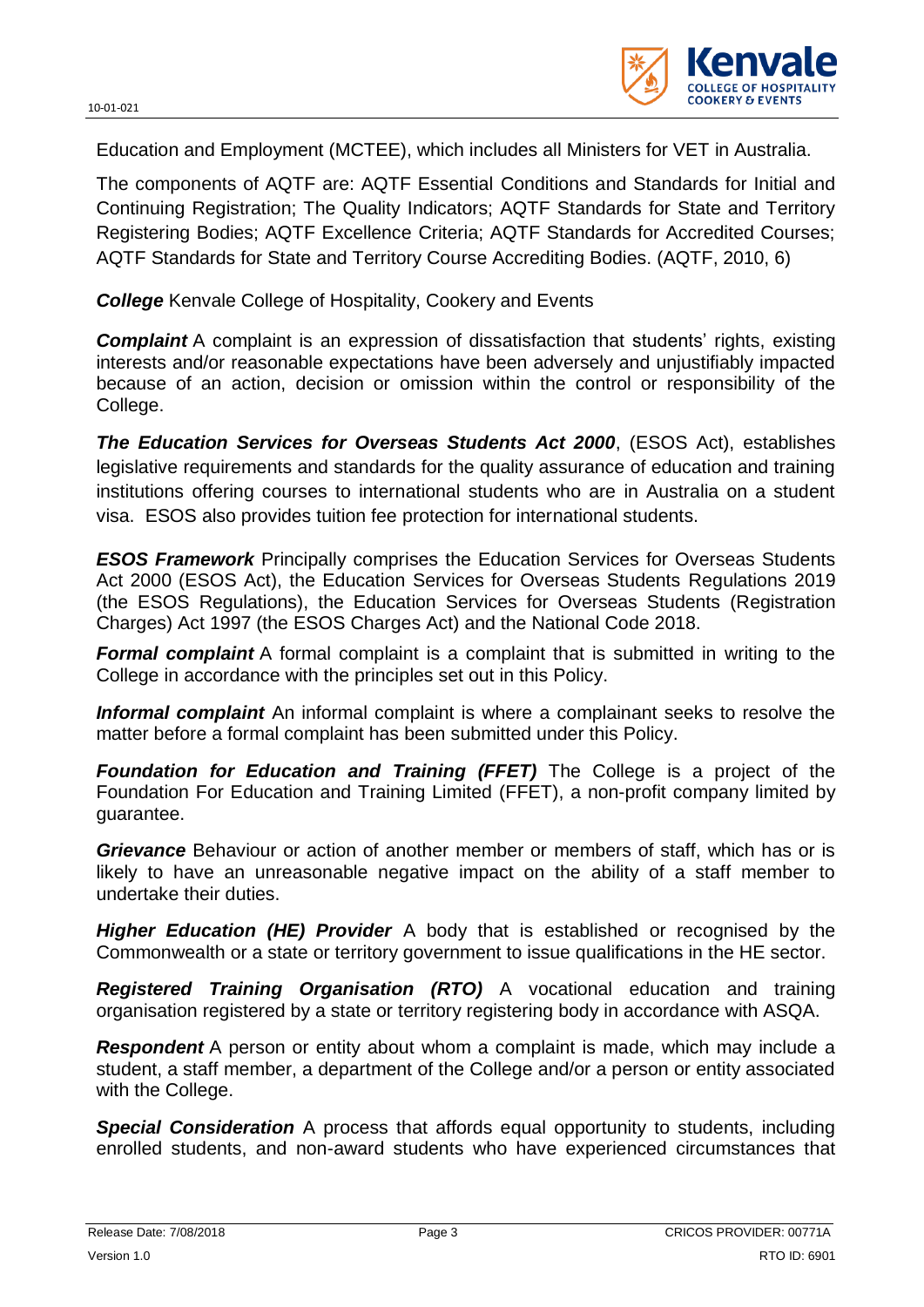Education and Employment (MCTEE), which includes all Ministers for VET in Australia.

The components of AQTF are: AQTF Essential Conditions and Standards for Initial and Continuing Registration; The Quality Indicators; AQTF Standards for State and Territory Registering Bodies; AQTF Excellence Criteria; AQTF Standards for Accredited Courses; AQTF Standards for State and Territory Course Accrediting Bodies. (AQTF, 2010, 6)

***College*** Kenvale College of Hospitality, Cookery and Events

***Complaint*** A complaint is an expression of dissatisfaction that students' rights, existing interests and/or reasonable expectations have been adversely and unjustifiably impacted because of an action, decision or omission within the control or responsibility of the College.

***The Education Services for Overseas Students Act 2000***, (ESOS Act), establishes legislative requirements and standards for the quality assurance of education and training institutions offering courses to international students who are in Australia on a student visa. ESOS also provides tuition fee protection for international students.

***ESOS Framework*** Principally comprises the Education Services for Overseas Students Act 2000 (ESOS Act), the Education Services for Overseas Students Regulations 2019 (the ESOS Regulations), the Education Services for Overseas Students (Registration Charges) Act 1997 (the ESOS Charges Act) and the National Code 2018.

***Formal complaint*** A formal complaint is a complaint that is submitted in writing to the College in accordance with the principles set out in this Policy.

***Informal complaint*** An informal complaint is where a complainant seeks to resolve the matter before a formal complaint has been submitted under this Policy.

***Foundation for Education and Training (FFET)*** The College is a project of the Foundation For Education and Training Limited (FFET), a non-profit company limited by guarantee.

***Grievance*** Behaviour or action of another member or members of staff, which has or is likely to have an unreasonable negative impact on the ability of a staff member to undertake their duties.

***Higher Education (HE) Provider*** A body that is established or recognised by the Commonwealth or a state or territory government to issue qualifications in the HE sector.

***Registered Training Organisation (RTO)*** A vocational education and training organisation registered by a state or territory registering body in accordance with ASQA.

***Respondent*** A person or entity about whom a complaint is made, which may include a student, a staff member, a department of the College and/or a person or entity associated with the College.

***Special Consideration*** A process that affords equal opportunity to students, including enrolled students, and non-award students who have experienced circumstances that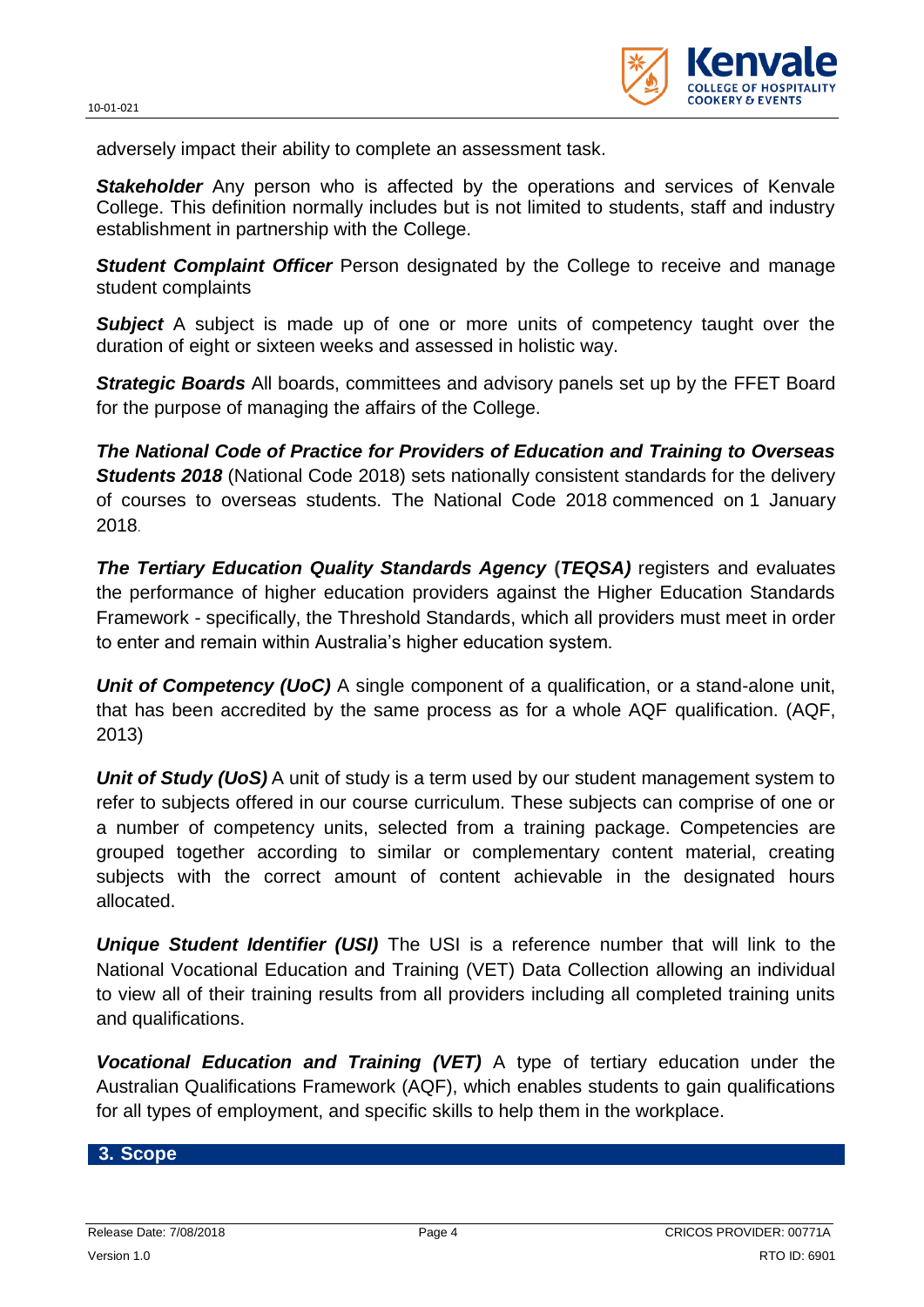adversely impact their ability to complete an assessment task.

***Stakeholder*** Any person who is affected by the operations and services of Kenvale College. This definition normally includes but is not limited to students, staff and industry establishment in partnership with the College.

***Student Complaint Officer*** Person designated by the College to receive and manage student complaints

***Subject*** A subject is made up of one or more units of competency taught over the duration of eight or sixteen weeks and assessed in holistic way.

***Strategic Boards*** All boards, committees and advisory panels set up by the FFET Board for the purpose of managing the affairs of the College.

***The National Code of Practice for Providers of Education and Training to Overseas Students 2018*** (National Code 2018) sets nationally consistent standards for the delivery of courses to overseas students. The National Code 2018 commenced on 1 January 2018.

***The Tertiary Education Quality Standards Agency*** **(*TEQSA)*** registers and evaluates the performance of higher education providers against the Higher Education Standards Framework - specifically, the Threshold Standards, which all providers must meet in order to enter and remain within Australia's higher education system.

***Unit of Competency (UoC)*** A single component of a qualification, or a stand-alone unit, that has been accredited by the same process as for a whole AQF qualification. (AQF, 2013)

***Unit of Study (UoS)*** A unit of study is a term used by our student management system to refer to subjects offered in our course curriculum. These subjects can comprise of one or a number of competency units, selected from a training package. Competencies are grouped together according to similar or complementary content material, creating subjects with the correct amount of content achievable in the designated hours allocated.

***Unique Student Identifier (USI)*** The USI is a reference number that will link to the National Vocational Education and Training (VET) Data Collection allowing an individual to view all of their training results from all providers including all completed training units and qualifications.

***Vocational Education and Training (VET)*** A type of tertiary education under the Australian Qualifications Framework (AQF), which enables students to gain qualifications for all types of employment, and specific skills to help them in the workplace.

## 3. Scope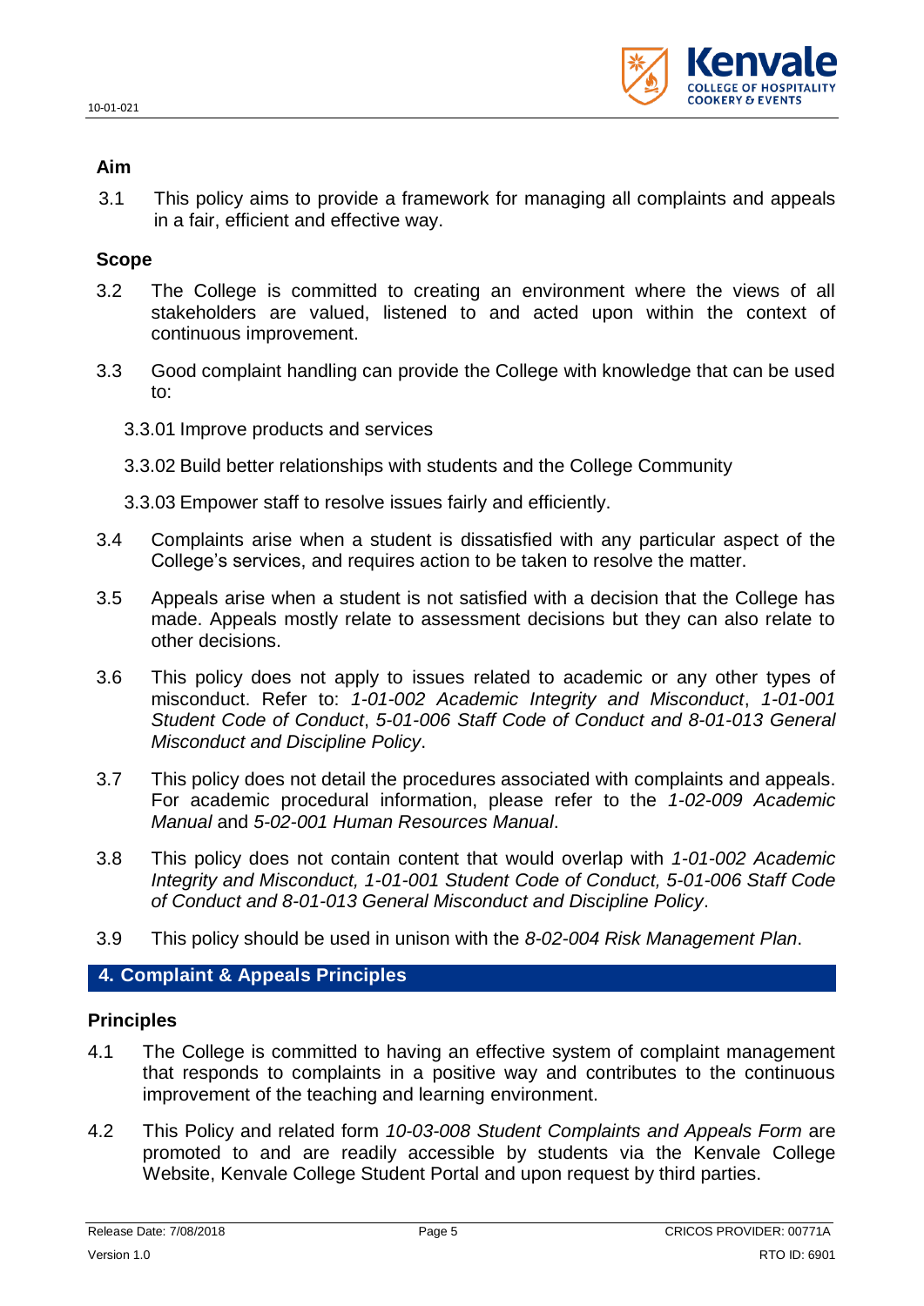### Aim

3.1 This policy aims to provide a framework for managing all complaints and appeals in a fair, efficient and effective way.

### Scope

3.2 The College is committed to creating an environment where the views of all stakeholders are valued, listened to and acted upon within the context of continuous improvement.

3.3 Good complaint handling can provide the College with knowledge that can be used to:

3.3.01 Improve products and services

3.3.02 Build better relationships with students and the College Community

3.3.03 Empower staff to resolve issues fairly and efficiently.

3.4 Complaints arise when a student is dissatisfied with any particular aspect of the College's services, and requires action to be taken to resolve the matter.

3.5 Appeals arise when a student is not satisfied with a decision that the College has made. Appeals mostly relate to assessment decisions but they can also relate to other decisions.

3.6 This policy does not apply to issues related to academic or any other types of misconduct. Refer to: *1-01-002 Academic Integrity and Misconduct*, *1-01-001 Student Code of Conduct*, *5-01-006 Staff Code of Conduct and 8-01-013 General Misconduct and Discipline Policy*.

3.7 This policy does not detail the procedures associated with complaints and appeals. For academic procedural information, please refer to the *1-02-009 Academic Manual* and *5-02-001 Human Resources Manual*.

3.8 This policy does not contain content that would overlap with *1-01-002 Academic Integrity and Misconduct, 1-01-001 Student Code of Conduct, 5-01-006 Staff Code of Conduct and 8-01-013 General Misconduct and Discipline Policy*.

3.9 This policy should be used in unison with the *8-02-004 Risk Management Plan*.

## 4. Complaint & Appeals Principles

### Principles

4.1 The College is committed to having an effective system of complaint management that responds to complaints in a positive way and contributes to the continuous improvement of the teaching and learning environment.

4.2 This Policy and related form *10-03-008 Student Complaints and Appeals Form* are promoted to and are readily accessible by students via the Kenvale College Website, Kenvale College Student Portal and upon request by third parties.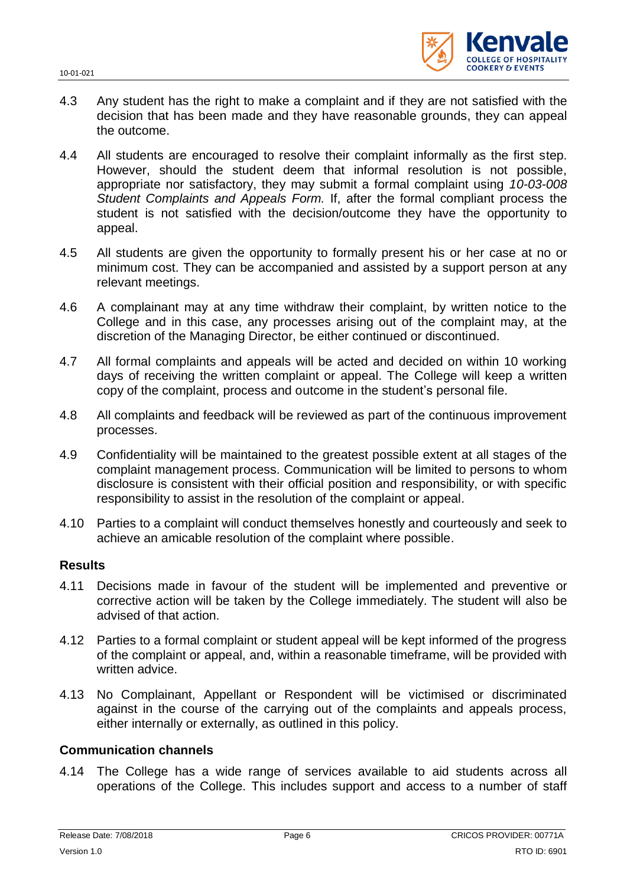4.3 Any student has the right to make a complaint and if they are not satisfied with the decision that has been made and they have reasonable grounds, they can appeal the outcome.

4.4 All students are encouraged to resolve their complaint informally as the first step. However, should the student deem that informal resolution is not possible, appropriate nor satisfactory, they may submit a formal complaint using *10-03-008 Student Complaints and Appeals Form.* If, after the formal compliant process the student is not satisfied with the decision/outcome they have the opportunity to appeal.

4.5 All students are given the opportunity to formally present his or her case at no or minimum cost. They can be accompanied and assisted by a support person at any relevant meetings.

4.6 A complainant may at any time withdraw their complaint, by written notice to the College and in this case, any processes arising out of the complaint may, at the discretion of the Managing Director, be either continued or discontinued.

4.7 All formal complaints and appeals will be acted and decided on within 10 working days of receiving the written complaint or appeal. The College will keep a written copy of the complaint, process and outcome in the student's personal file.

4.8 All complaints and feedback will be reviewed as part of the continuous improvement processes.

4.9 Confidentiality will be maintained to the greatest possible extent at all stages of the complaint management process. Communication will be limited to persons to whom disclosure is consistent with their official position and responsibility, or with specific responsibility to assist in the resolution of the complaint or appeal.

4.10 Parties to a complaint will conduct themselves honestly and courteously and seek to achieve an amicable resolution of the complaint where possible.

### Results

4.11 Decisions made in favour of the student will be implemented and preventive or corrective action will be taken by the College immediately. The student will also be advised of that action.

4.12 Parties to a formal complaint or student appeal will be kept informed of the progress of the complaint or appeal, and, within a reasonable timeframe, will be provided with written advice.

4.13 No Complainant, Appellant or Respondent will be victimised or discriminated against in the course of the carrying out of the complaints and appeals process, either internally or externally, as outlined in this policy.

### Communication channels

4.14 The College has a wide range of services available to aid students across all operations of the College. This includes support and access to a number of staff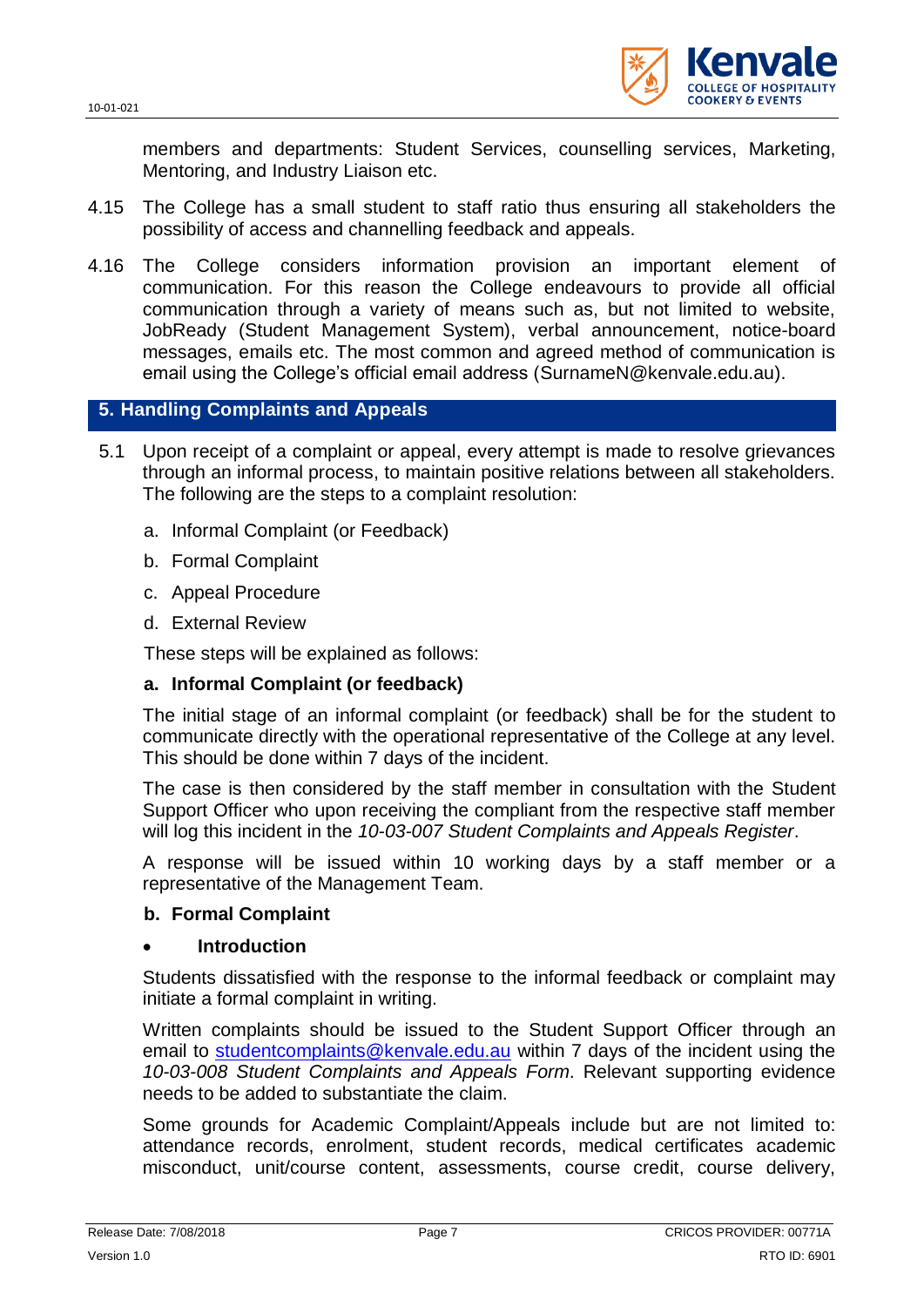members and departments: Student Services, counselling services, Marketing, Mentoring, and Industry Liaison etc.

4.15 The College has a small student to staff ratio thus ensuring all stakeholders the possibility of access and channelling feedback and appeals.

4.16 The College considers information provision an important element of communication. For this reason the College endeavours to provide all official communication through a variety of means such as, but not limited to website, JobReady (Student Management System), verbal announcement, notice-board messages, emails etc. The most common and agreed method of communication is email using the College's official email address (SurnameN@kenvale.edu.au).

## 5. Handling Complaints and Appeals

5.1 Upon receipt of a complaint or appeal, every attempt is made to resolve grievances through an informal process, to maintain positive relations between all stakeholders. The following are the steps to a complaint resolution:

a. Informal Complaint (or Feedback)

b. Formal Complaint

c. Appeal Procedure

d. External Review

These steps will be explained as follows:

**a. Informal Complaint (or feedback)**

The initial stage of an informal complaint (or feedback) shall be for the student to communicate directly with the operational representative of the College at any level. This should be done within 7 days of the incident.

The case is then considered by the staff member in consultation with the Student Support Officer who upon receiving the compliant from the respective staff member will log this incident in the *10-03-007 Student Complaints and Appeals Register*.

A response will be issued within 10 working days by a staff member or a representative of the Management Team.

**b. Formal Complaint**

- **Introduction**

Students dissatisfied with the response to the informal feedback or complaint may initiate a formal complaint in writing.

Written complaints should be issued to the Student Support Officer through an email to studentcomplaints@kenvale.edu.au within 7 days of the incident using the *10-03-008 Student Complaints and Appeals Form*. Relevant supporting evidence needs to be added to substantiate the claim.

Some grounds for Academic Complaint/Appeals include but are not limited to: attendance records, enrolment, student records, medical certificates academic misconduct, unit/course content, assessments, course credit, course delivery,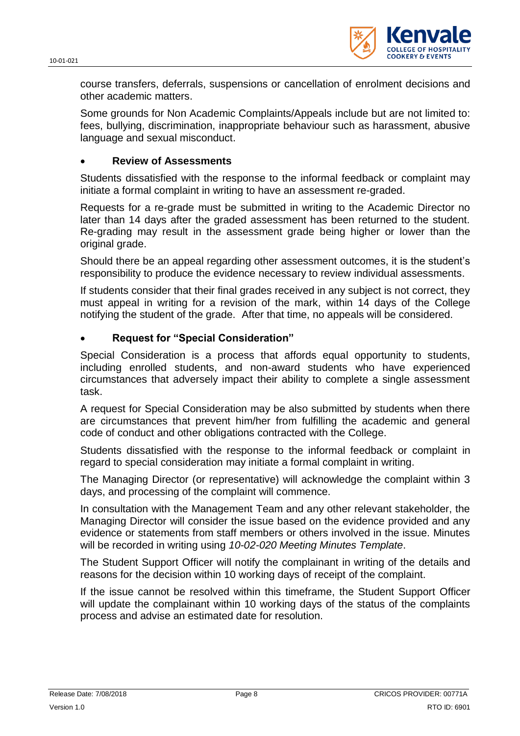course transfers, deferrals, suspensions or cancellation of enrolment decisions and other academic matters.

Some grounds for Non Academic Complaints/Appeals include but are not limited to: fees, bullying, discrimination, inappropriate behaviour such as harassment, abusive language and sexual misconduct.

- **Review of Assessments**

Students dissatisfied with the response to the informal feedback or complaint may initiate a formal complaint in writing to have an assessment re-graded.

Requests for a re-grade must be submitted in writing to the Academic Director no later than 14 days after the graded assessment has been returned to the student. Re-grading may result in the assessment grade being higher or lower than the original grade.

Should there be an appeal regarding other assessment outcomes, it is the student's responsibility to produce the evidence necessary to review individual assessments.

If students consider that their final grades received in any subject is not correct, they must appeal in writing for a revision of the mark, within 14 days of the College notifying the student of the grade. After that time, no appeals will be considered.

- **Request for "Special Consideration"**

Special Consideration is a process that affords equal opportunity to students, including enrolled students, and non-award students who have experienced circumstances that adversely impact their ability to complete a single assessment task.

A request for Special Consideration may be also submitted by students when there are circumstances that prevent him/her from fulfilling the academic and general code of conduct and other obligations contracted with the College.

Students dissatisfied with the response to the informal feedback or complaint in regard to special consideration may initiate a formal complaint in writing.

The Managing Director (or representative) will acknowledge the complaint within 3 days, and processing of the complaint will commence.

In consultation with the Management Team and any other relevant stakeholder, the Managing Director will consider the issue based on the evidence provided and any evidence or statements from staff members or others involved in the issue. Minutes will be recorded in writing using *10-02-020 Meeting Minutes Template*.

The Student Support Officer will notify the complainant in writing of the details and reasons for the decision within 10 working days of receipt of the complaint.

If the issue cannot be resolved within this timeframe, the Student Support Officer will update the complainant within 10 working days of the status of the complaints process and advise an estimated date for resolution.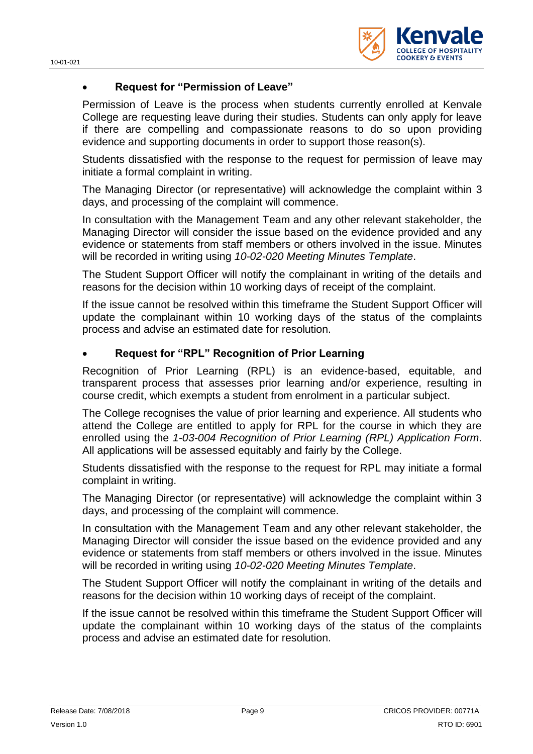- **Request for "Permission of Leave"**

Permission of Leave is the process when students currently enrolled at Kenvale College are requesting leave during their studies. Students can only apply for leave if there are compelling and compassionate reasons to do so upon providing evidence and supporting documents in order to support those reason(s).

Students dissatisfied with the response to the request for permission of leave may initiate a formal complaint in writing.

The Managing Director (or representative) will acknowledge the complaint within 3 days, and processing of the complaint will commence.

In consultation with the Management Team and any other relevant stakeholder, the Managing Director will consider the issue based on the evidence provided and any evidence or statements from staff members or others involved in the issue. Minutes will be recorded in writing using *10-02-020 Meeting Minutes Template*.

The Student Support Officer will notify the complainant in writing of the details and reasons for the decision within 10 working days of receipt of the complaint.

If the issue cannot be resolved within this timeframe the Student Support Officer will update the complainant within 10 working days of the status of the complaints process and advise an estimated date for resolution.

- **Request for "RPL" Recognition of Prior Learning**

Recognition of Prior Learning (RPL) is an evidence-based, equitable, and transparent process that assesses prior learning and/or experience, resulting in course credit, which exempts a student from enrolment in a particular subject.

The College recognises the value of prior learning and experience. All students who attend the College are entitled to apply for RPL for the course in which they are enrolled using the *1-03-004 Recognition of Prior Learning (RPL) Application Form*. All applications will be assessed equitably and fairly by the College.

Students dissatisfied with the response to the request for RPL may initiate a formal complaint in writing.

The Managing Director (or representative) will acknowledge the complaint within 3 days, and processing of the complaint will commence.

In consultation with the Management Team and any other relevant stakeholder, the Managing Director will consider the issue based on the evidence provided and any evidence or statements from staff members or others involved in the issue. Minutes will be recorded in writing using *10-02-020 Meeting Minutes Template*.

The Student Support Officer will notify the complainant in writing of the details and reasons for the decision within 10 working days of receipt of the complaint.

If the issue cannot be resolved within this timeframe the Student Support Officer will update the complainant within 10 working days of the status of the complaints process and advise an estimated date for resolution.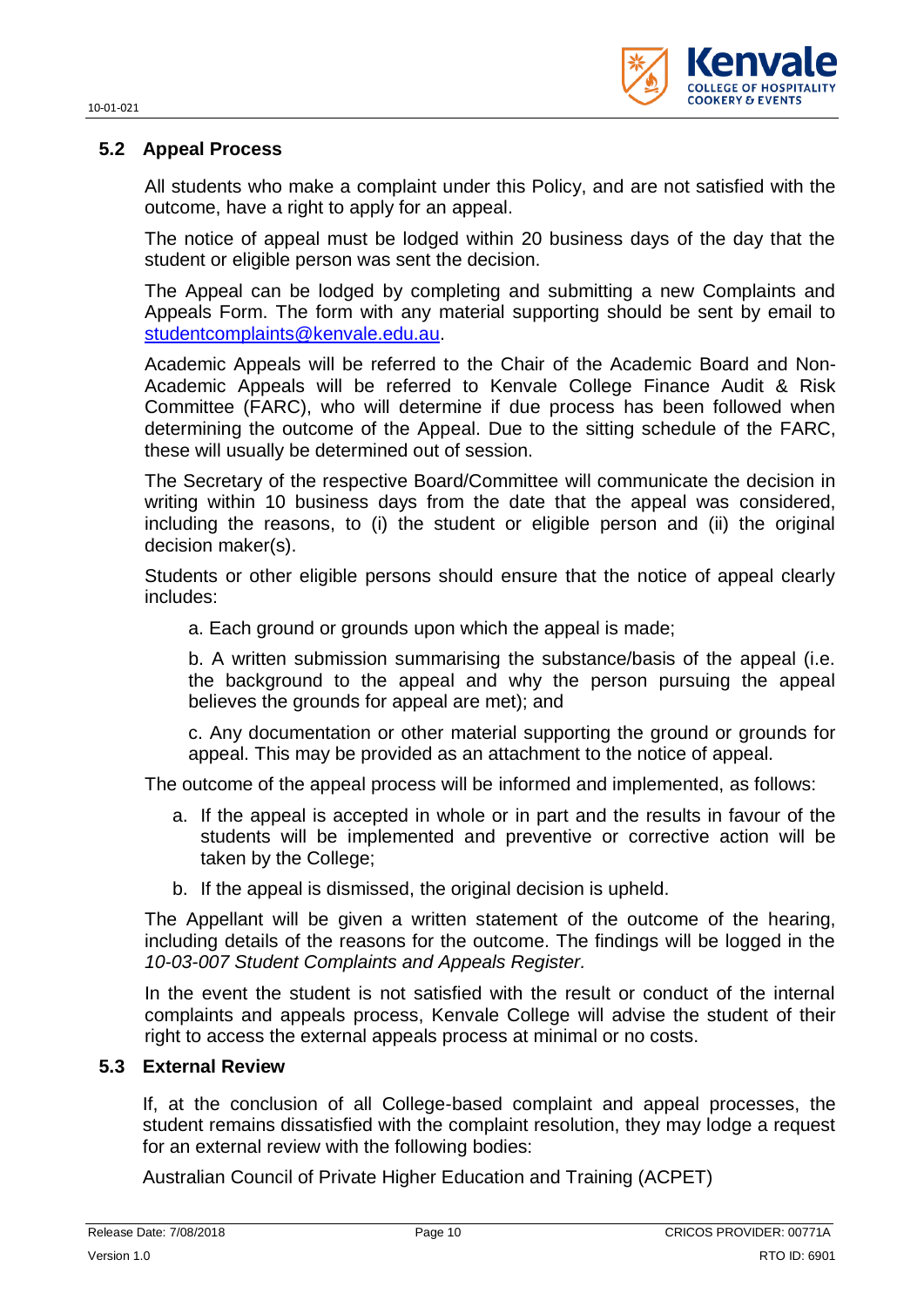## 5.2 Appeal Process

All students who make a complaint under this Policy, and are not satisfied with the outcome, have a right to apply for an appeal.

The notice of appeal must be lodged within 20 business days of the day that the student or eligible person was sent the decision.

The Appeal can be lodged by completing and submitting a new Complaints and Appeals Form. The form with any material supporting should be sent by email to studentcomplaints@kenvale.edu.au.

Academic Appeals will be referred to the Chair of the Academic Board and Non-Academic Appeals will be referred to Kenvale College Finance Audit & Risk Committee (FARC), who will determine if due process has been followed when determining the outcome of the Appeal. Due to the sitting schedule of the FARC, these will usually be determined out of session.

The Secretary of the respective Board/Committee will communicate the decision in writing within 10 business days from the date that the appeal was considered, including the reasons, to (i) the student or eligible person and (ii) the original decision maker(s).

Students or other eligible persons should ensure that the notice of appeal clearly includes:

a. Each ground or grounds upon which the appeal is made;

b. A written submission summarising the substance/basis of the appeal (i.e. the background to the appeal and why the person pursuing the appeal believes the grounds for appeal are met); and

c. Any documentation or other material supporting the ground or grounds for appeal. This may be provided as an attachment to the notice of appeal.

The outcome of the appeal process will be informed and implemented, as follows:

a. If the appeal is accepted in whole or in part and the results in favour of the students will be implemented and preventive or corrective action will be taken by the College;
b. If the appeal is dismissed, the original decision is upheld.

The Appellant will be given a written statement of the outcome of the hearing, including details of the reasons for the outcome. The findings will be logged in the *10-03-007 Student Complaints and Appeals Register.*

In the event the student is not satisfied with the result or conduct of the internal complaints and appeals process, Kenvale College will advise the student of their right to access the external appeals process at minimal or no costs.

## 5.3 External Review

If, at the conclusion of all College-based complaint and appeal processes, the student remains dissatisfied with the complaint resolution, they may lodge a request for an external review with the following bodies:

Australian Council of Private Higher Education and Training (ACPET)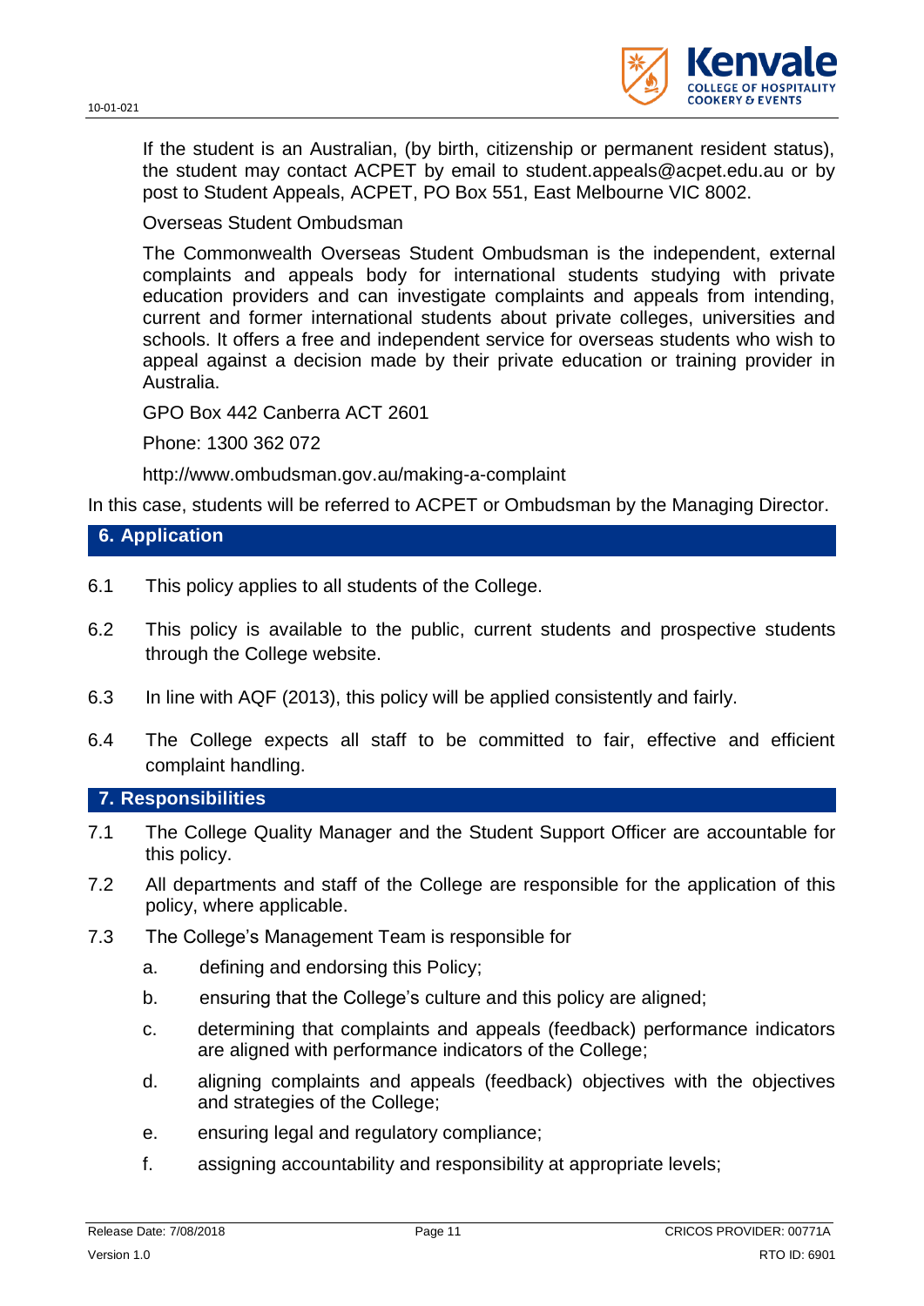If the student is an Australian, (by birth, citizenship or permanent resident status), the student may contact ACPET by email to student.appeals@acpet.edu.au or by post to Student Appeals, ACPET, PO Box 551, East Melbourne VIC 8002.

Overseas Student Ombudsman

The Commonwealth Overseas Student Ombudsman is the independent, external complaints and appeals body for international students studying with private education providers and can investigate complaints and appeals from intending, current and former international students about private colleges, universities and schools. It offers a free and independent service for overseas students who wish to appeal against a decision made by their private education or training provider in Australia.

GPO Box 442 Canberra ACT 2601

Phone: 1300 362 072

http://www.ombudsman.gov.au/making-a-complaint

In this case, students will be referred to ACPET or Ombudsman by the Managing Director.

## 6. Application

6.1 This policy applies to all students of the College.

6.2 This policy is available to the public, current students and prospective students through the College website.

6.3 In line with AQF (2013), this policy will be applied consistently and fairly.

6.4 The College expects all staff to be committed to fair, effective and efficient complaint handling.

## 7. Responsibilities

7.1 The College Quality Manager and the Student Support Officer are accountable for this policy.

7.2 All departments and staff of the College are responsible for the application of this policy, where applicable.

7.3 The College's Management Team is responsible for

a. defining and endorsing this Policy;

b. ensuring that the College's culture and this policy are aligned;

c. determining that complaints and appeals (feedback) performance indicators are aligned with performance indicators of the College;

d. aligning complaints and appeals (feedback) objectives with the objectives and strategies of the College;

e. ensuring legal and regulatory compliance;

f. assigning accountability and responsibility at appropriate levels;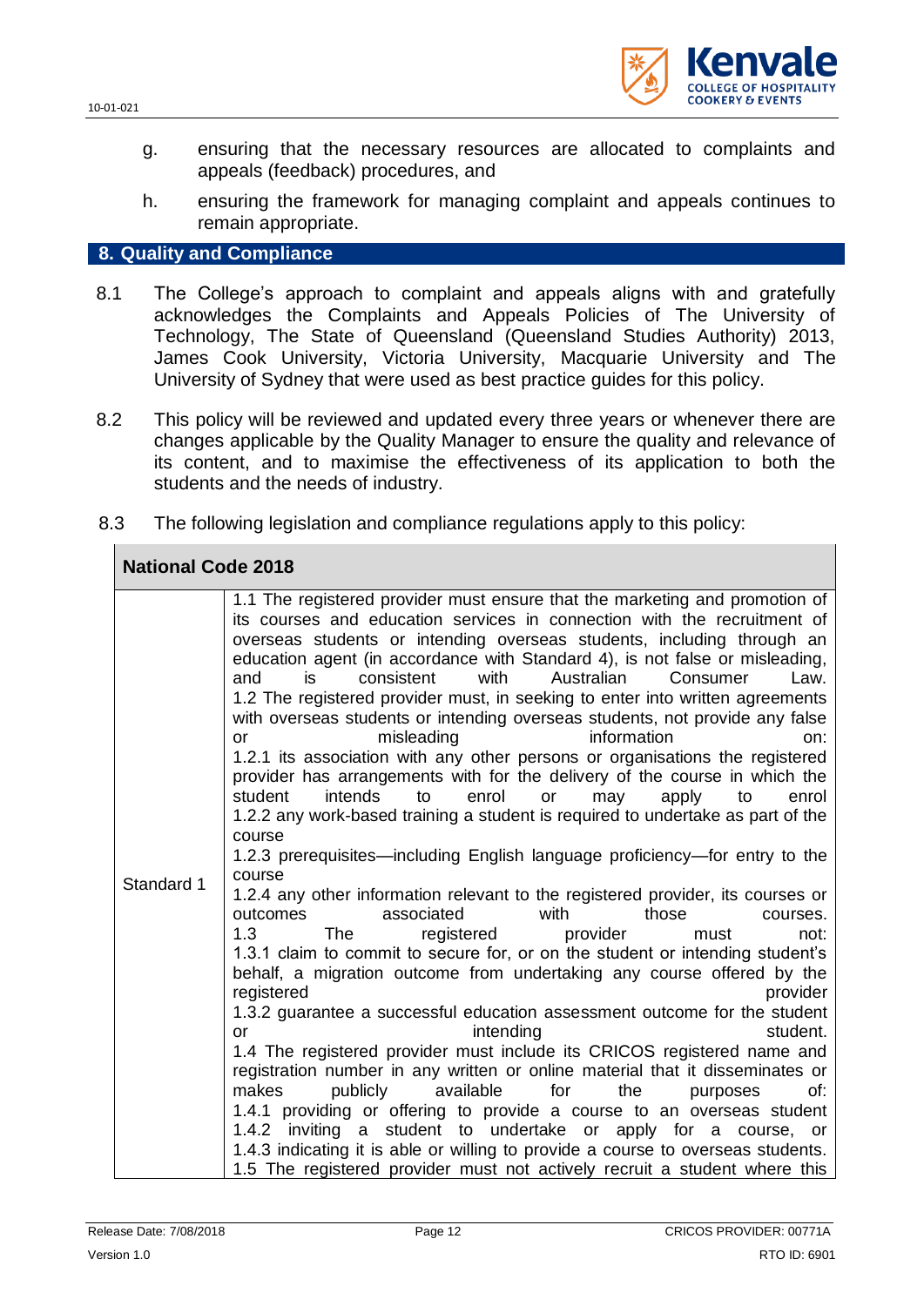g. ensuring that the necessary resources are allocated to complaints and appeals (feedback) procedures, and

h. ensuring the framework for managing complaint and appeals continues to remain appropriate.

## 8. Quality and Compliance

8.1 The College's approach to complaint and appeals aligns with and gratefully acknowledges the Complaints and Appeals Policies of The University of Technology, The State of Queensland (Queensland Studies Authority) 2013, James Cook University, Victoria University, Macquarie University and The University of Sydney that were used as best practice guides for this policy.

8.2 This policy will be reviewed and updated every three years or whenever there are changes applicable by the Quality Manager to ensure the quality and relevance of its content, and to maximise the effectiveness of its application to both the students and the needs of industry.

8.3 The following legislation and compliance regulations apply to this policy:

| National Code 2018 | |
|---|---|
| Standard 1 | 1.1 The registered provider must ensure that the marketing and promotion of its courses and education services in connection with the recruitment of overseas students or intending overseas students, including through an education agent (in accordance with Standard 4), is not false or misleading, and is consistent with Australian Consumer Law.<br>1.2 The registered provider must, in seeking to enter into written agreements with overseas students or intending overseas students, not provide any false or misleading information on:<br>1.2.1 its association with any other persons or organisations the registered provider has arrangements with for the delivery of the course in which the student intends to enrol or may apply to enrol<br>1.2.2 any work-based training a student is required to undertake as part of the course<br>1.2.3 prerequisites—including English language proficiency—for entry to the course<br>1.2.4 any other information relevant to the registered provider, its courses or outcomes associated with those courses.<br>1.3 The registered provider must not:<br>1.3.1 claim to commit to secure for, or on the student or intending student's behalf, a migration outcome from undertaking any course offered by the registered provider<br>1.3.2 guarantee a successful education assessment outcome for the student or intending student.<br>1.4 The registered provider must include its CRICOS registered name and registration number in any written or online material that it disseminates or makes publicly available for the purposes of:<br>1.4.1 providing or offering to provide a course to an overseas student<br>1.4.2 inviting a student to undertake or apply for a course, or<br>1.4.3 indicating it is able or willing to provide a course to overseas students.<br>1.5 The registered provider must not actively recruit a student where this |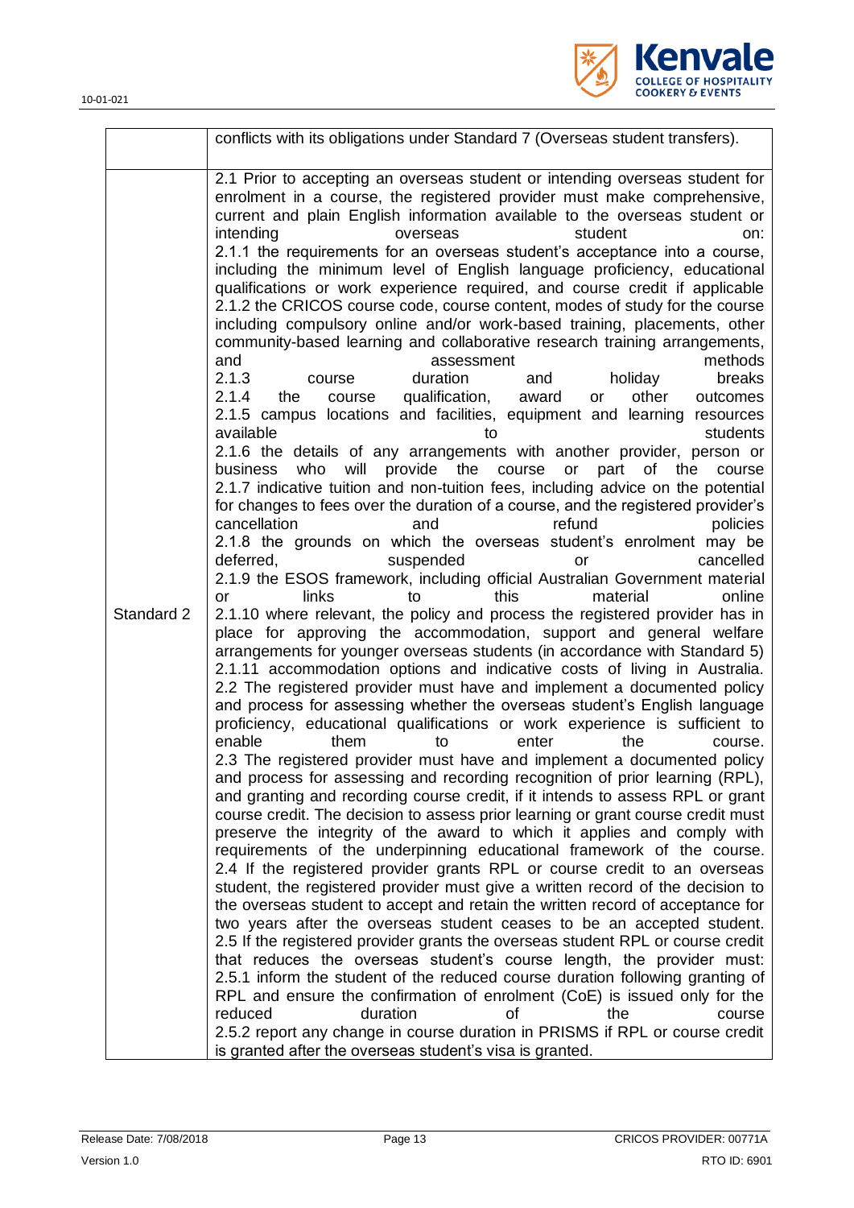|  |  |
|---|---|
|  | conflicts with its obligations under Standard 7 (Overseas student transfers). |
| Standard 2 | 2.1 Prior to accepting an overseas student or intending overseas student for enrolment in a course, the registered provider must make comprehensive, current and plain English information available to the overseas student or intending overseas student on:<br>2.1.1 the requirements for an overseas student's acceptance into a course, including the minimum level of English language proficiency, educational qualifications or work experience required, and course credit if applicable<br>2.1.2 the CRICOS course code, course content, modes of study for the course including compulsory online and/or work-based training, placements, other community-based learning and collaborative research training arrangements, and assessment methods<br>2.1.3 course duration and holiday breaks<br>2.1.4 the course qualification, award or other outcomes<br>2.1.5 campus locations and facilities, equipment and learning resources available to students<br>2.1.6 the details of any arrangements with another provider, person or business who will provide the course or part of the course<br>2.1.7 indicative tuition and non-tuition fees, including advice on the potential for changes to fees over the duration of a course, and the registered provider's cancellation and refund policies<br>2.1.8 the grounds on which the overseas student's enrolment may be deferred, suspended or cancelled<br>2.1.9 the ESOS framework, including official Australian Government material or links to this material online<br>2.1.10 where relevant, the policy and process the registered provider has in place for approving the accommodation, support and general welfare arrangements for younger overseas students (in accordance with Standard 5)<br>2.1.11 accommodation options and indicative costs of living in Australia.<br>2.2 The registered provider must have and implement a documented policy and process for assessing whether the overseas student's English language proficiency, educational qualifications or work experience is sufficient to enable them to enter the course.<br>2.3 The registered provider must have and implement a documented policy and process for assessing and recording recognition of prior learning (RPL), and granting and recording course credit, if it intends to assess RPL or grant course credit. The decision to assess prior learning or grant course credit must preserve the integrity of the award to which it applies and comply with requirements of the underpinning educational framework of the course.<br>2.4 If the registered provider grants RPL or course credit to an overseas student, the registered provider must give a written record of the decision to the overseas student to accept and retain the written record of acceptance for two years after the overseas student ceases to be an accepted student.<br>2.5 If the registered provider grants the overseas student RPL or course credit that reduces the overseas student's course length, the provider must:<br>2.5.1 inform the student of the reduced course duration following granting of RPL and ensure the confirmation of enrolment (CoE) is issued only for the reduced duration of the course<br>2.5.2 report any change in course duration in PRISMS if RPL or course credit is granted after the overseas student's visa is granted. |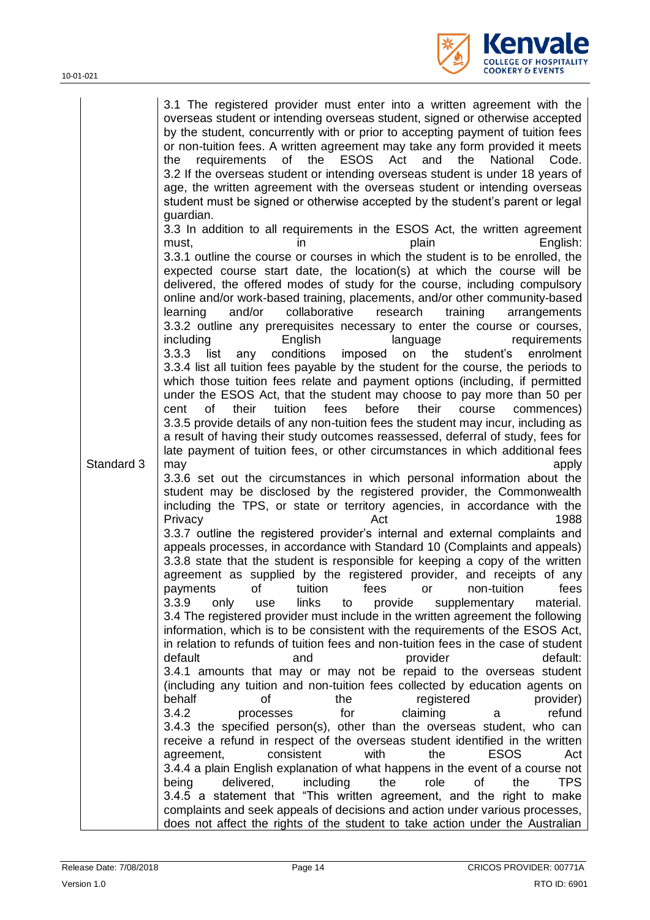| | |
|---|---|
| Standard 3 | 3.1 The registered provider must enter into a written agreement with the overseas student or intending overseas student, signed or otherwise accepted by the student, concurrently with or prior to accepting payment of tuition fees or non-tuition fees. A written agreement may take any form provided it meets the requirements of the ESOS Act and the National Code.<br>3.2 If the overseas student or intending overseas student is under 18 years of age, the written agreement with the overseas student or intending overseas student must be signed or otherwise accepted by the student's parent or legal guardian.<br>3.3 In addition to all requirements in the ESOS Act, the written agreement must, in plain English:<br>3.3.1 outline the course or courses in which the student is to be enrolled, the expected course start date, the location(s) at which the course will be delivered, the offered modes of study for the course, including compulsory online and/or work-based training, placements, and/or other community-based learning and/or collaborative research training arrangements<br>3.3.2 outline any prerequisites necessary to enter the course or courses, including English language requirements<br>3.3.3 list any conditions imposed on the student's enrolment<br>3.3.4 list all tuition fees payable by the student for the course, the periods to which those tuition fees relate and payment options (including, if permitted under the ESOS Act, that the student may choose to pay more than 50 per cent of their tuition fees before their course commences)<br>3.3.5 provide details of any non-tuition fees the student may incur, including as a result of having their study outcomes reassessed, deferral of study, fees for late payment of tuition fees, or other circumstances in which additional fees may apply<br>3.3.6 set out the circumstances in which personal information about the student may be disclosed by the registered provider, the Commonwealth including the TPS, or state or territory agencies, in accordance with the Privacy Act 1988<br>3.3.7 outline the registered provider's internal and external complaints and appeals processes, in accordance with Standard 10 (Complaints and appeals)<br>3.3.8 state that the student is responsible for keeping a copy of the written agreement as supplied by the registered provider, and receipts of any payments of tuition fees or non-tuition fees<br>3.3.9 only use links to provide supplementary material.<br>3.4 The registered provider must include in the written agreement the following information, which is to be consistent with the requirements of the ESOS Act, in relation to refunds of tuition fees and non-tuition fees in the case of student default and provider default:<br>3.4.1 amounts that may or may not be repaid to the overseas student (including any tuition and non-tuition fees collected by education agents on behalf of the registered provider)<br>3.4.2 processes for claiming a refund<br>3.4.3 the specified person(s), other than the overseas student, who can receive a refund in respect of the overseas student identified in the written agreement, consistent with the ESOS Act<br>3.4.4 a plain English explanation of what happens in the event of a course not being delivered, including the role of the TPS<br>3.4.5 a statement that "This written agreement, and the right to make complaints and seek appeals of decisions and action under various processes, does not affect the rights of the student to take action under the Australian |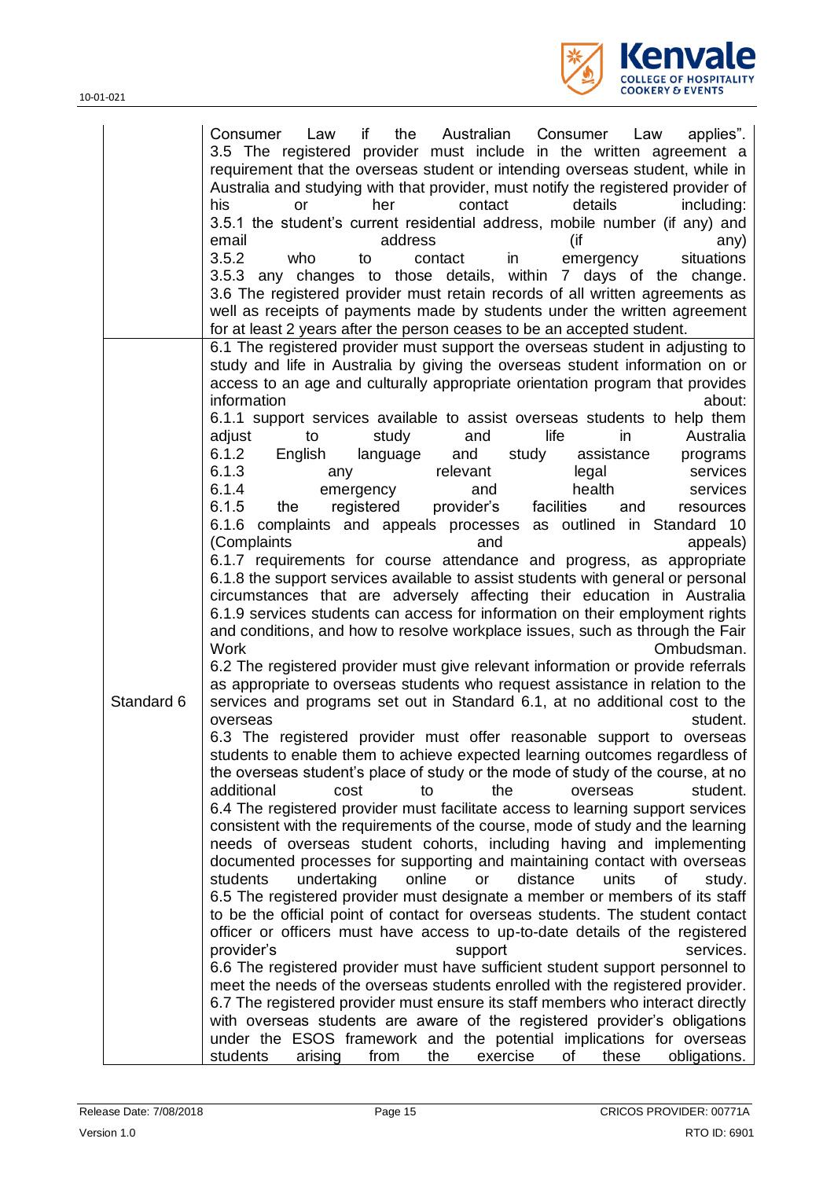| | |
|---|---|
| | Consumer Law if the Australian Consumer Law applies". 3.5 The registered provider must include in the written agreement a requirement that the overseas student or intending overseas student, while in Australia and studying with that provider, must notify the registered provider of his or her contact details including: 3.5.1 the student's current residential address, mobile number (if any) and email address (if any) 3.5.2 who to contact in emergency situations 3.5.3 any changes to those details, within 7 days of the change. 3.6 The registered provider must retain records of all written agreements as well as receipts of payments made by students under the written agreement for at least 2 years after the person ceases to be an accepted student. |
| Standard 6 | 6.1 The registered provider must support the overseas student in adjusting to study and life in Australia by giving the overseas student information on or access to an age and culturally appropriate orientation program that provides information about: 6.1.1 support services available to assist overseas students to help them adjust to study and life in Australia 6.1.2 English language and study assistance programs 6.1.3 any relevant legal services 6.1.4 emergency and health services 6.1.5 the registered provider's facilities and resources 6.1.6 complaints and appeals processes as outlined in Standard 10 (Complaints and appeals) 6.1.7 requirements for course attendance and progress, as appropriate 6.1.8 the support services available to assist students with general or personal circumstances that are adversely affecting their education in Australia 6.1.9 services students can access for information on their employment rights and conditions, and how to resolve workplace issues, such as through the Fair Work Ombudsman. 6.2 The registered provider must give relevant information or provide referrals as appropriate to overseas students who request assistance in relation to the services and programs set out in Standard 6.1, at no additional cost to the overseas student. 6.3 The registered provider must offer reasonable support to overseas students to enable them to achieve expected learning outcomes regardless of the overseas student's place of study or the mode of study of the course, at no additional cost to the overseas student. 6.4 The registered provider must facilitate access to learning support services consistent with the requirements of the course, mode of study and the learning needs of overseas student cohorts, including having and implementing documented processes for supporting and maintaining contact with overseas students undertaking online or distance units of study. 6.5 The registered provider must designate a member or members of its staff to be the official point of contact for overseas students. The student contact officer or officers must have access to up-to-date details of the registered provider's support services. 6.6 The registered provider must have sufficient student support personnel to meet the needs of the overseas students enrolled with the registered provider. 6.7 The registered provider must ensure its staff members who interact directly with overseas students are aware of the registered provider's obligations under the ESOS framework and the potential implications for overseas students arising from the exercise of these obligations. |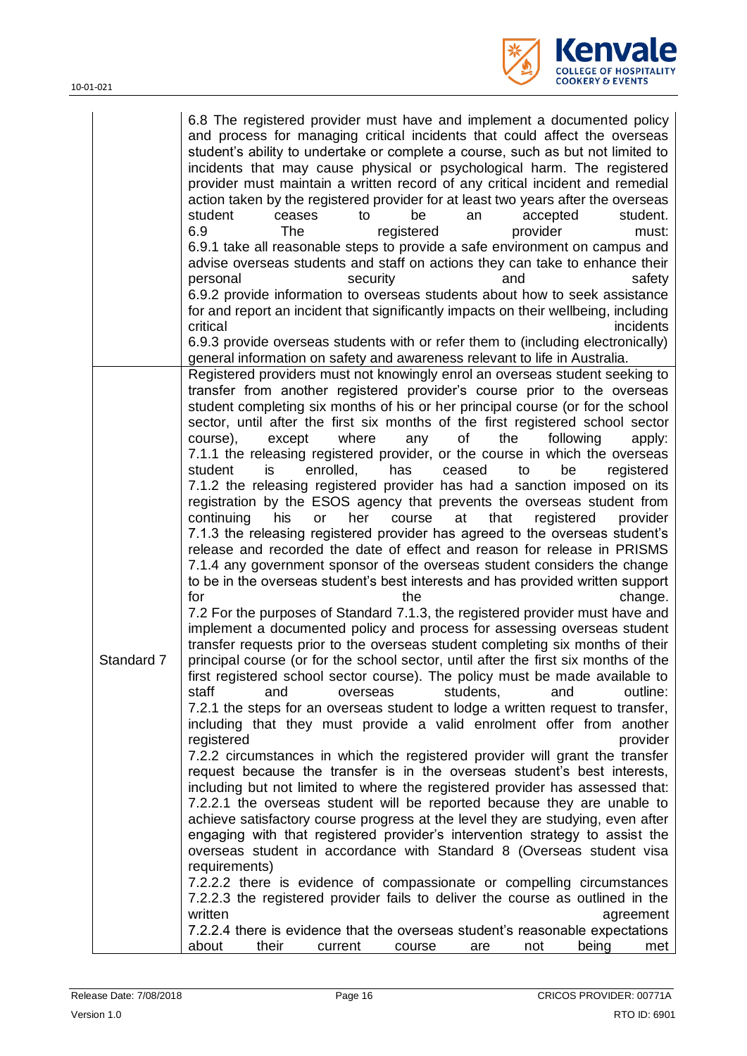| | |
|---|---|
| | 6.8 The registered provider must have and implement a documented policy and process for managing critical incidents that could affect the overseas student's ability to undertake or complete a course, such as but not limited to incidents that may cause physical or psychological harm. The registered provider must maintain a written record of any critical incident and remedial action taken by the registered provider for at least two years after the overseas student ceases to be an accepted student.<br>6.9 The registered provider must:<br>6.9.1 take all reasonable steps to provide a safe environment on campus and advise overseas students and staff on actions they can take to enhance their personal security and safety<br>6.9.2 provide information to overseas students about how to seek assistance for and report an incident that significantly impacts on their wellbeing, including critical incidents<br>6.9.3 provide overseas students with or refer them to (including electronically) general information on safety and awareness relevant to life in Australia. |
| Standard 7 | Registered providers must not knowingly enrol an overseas student seeking to transfer from another registered provider's course prior to the overseas student completing six months of his or her principal course (or for the school sector, until after the first six months of the first registered school sector course), except where any of the following apply:<br>7.1.1 the releasing registered provider, or the course in which the overseas student is enrolled, has ceased to be registered<br>7.1.2 the releasing registered provider has had a sanction imposed on its registration by the ESOS agency that prevents the overseas student from continuing his or her course at that registered provider<br>7.1.3 the releasing registered provider has agreed to the overseas student's release and recorded the date of effect and reason for release in PRISMS<br>7.1.4 any government sponsor of the overseas student considers the change to be in the overseas student's best interests and has provided written support for the change.<br>7.2 For the purposes of Standard 7.1.3, the registered provider must have and implement a documented policy and process for assessing overseas student transfer requests prior to the overseas student completing six months of their principal course (or for the school sector, until after the first six months of the first registered school sector course). The policy must be made available to staff and overseas students, and outline:<br>7.2.1 the steps for an overseas student to lodge a written request to transfer, including that they must provide a valid enrolment offer from another registered provider<br>7.2.2 circumstances in which the registered provider will grant the transfer request because the transfer is in the overseas student's best interests, including but not limited to where the registered provider has assessed that:<br>7.2.2.1 the overseas student will be reported because they are unable to achieve satisfactory course progress at the level they are studying, even after engaging with that registered provider's intervention strategy to assist the overseas student in accordance with Standard 8 (Overseas student visa requirements)<br>7.2.2.2 there is evidence of compassionate or compelling circumstances<br>7.2.2.3 the registered provider fails to deliver the course as outlined in the written agreement<br>7.2.2.4 there is evidence that the overseas student's reasonable expectations about their current course are not being met |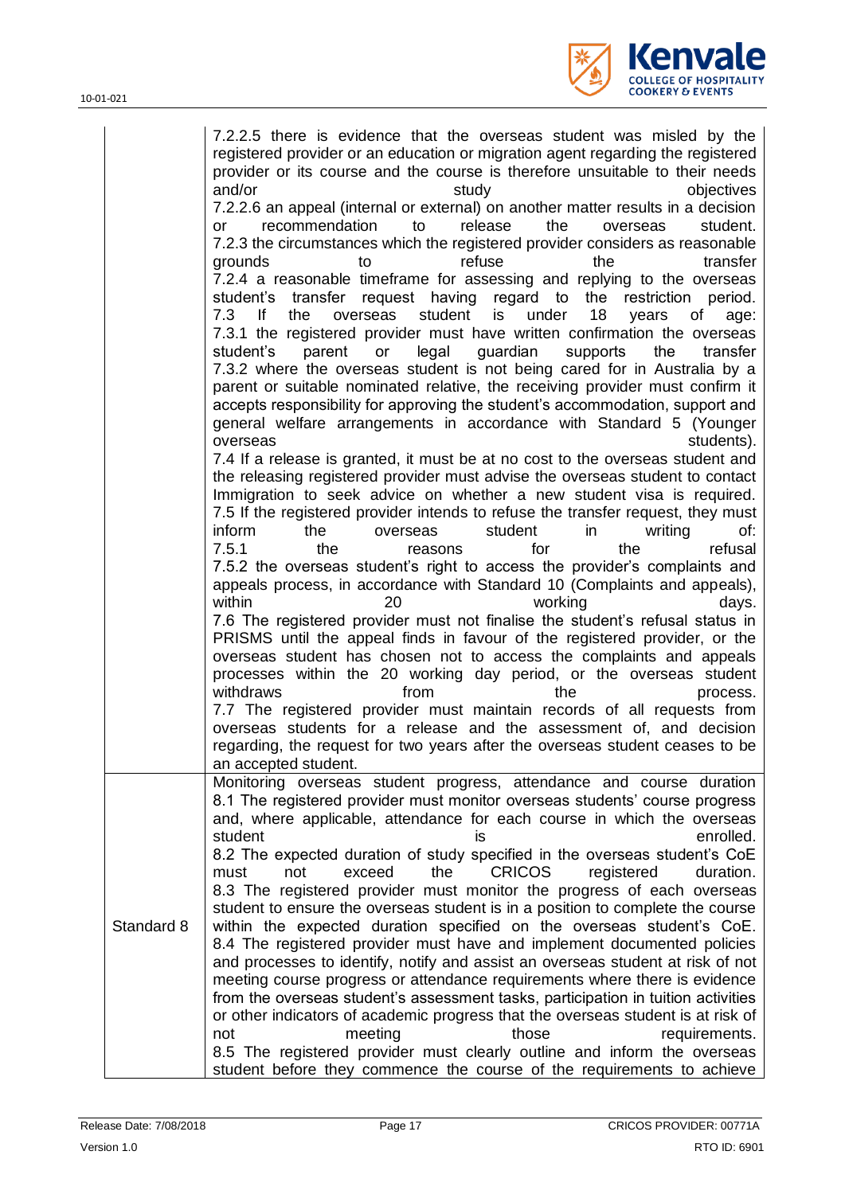| | |
|---|---|
| | 7.2.2.5 there is evidence that the overseas student was misled by the registered provider or an education or migration agent regarding the registered provider or its course and the course is therefore unsuitable to their needs and/or study objectives<br>7.2.2.6 an appeal (internal or external) on another matter results in a decision or recommendation to release the overseas student.<br>7.2.3 the circumstances which the registered provider considers as reasonable grounds to refuse the transfer<br>7.2.4 a reasonable timeframe for assessing and replying to the overseas student's transfer request having regard to the restriction period.<br>7.3 If the overseas student is under 18 years of age:<br>7.3.1 the registered provider must have written confirmation the overseas student's parent or legal guardian supports the transfer<br>7.3.2 where the overseas student is not being cared for in Australia by a parent or suitable nominated relative, the receiving provider must confirm it accepts responsibility for approving the student's accommodation, support and general welfare arrangements in accordance with Standard 5 (Younger overseas students).<br>7.4 If a release is granted, it must be at no cost to the overseas student and the releasing registered provider must advise the overseas student to contact Immigration to seek advice on whether a new student visa is required.<br>7.5 If the registered provider intends to refuse the transfer request, they must inform the overseas student in writing of:<br>7.5.1 the reasons for the refusal<br>7.5.2 the overseas student's right to access the provider's complaints and appeals process, in accordance with Standard 10 (Complaints and appeals), within 20 working days.<br>7.6 The registered provider must not finalise the student's refusal status in PRISMS until the appeal finds in favour of the registered provider, or the overseas student has chosen not to access the complaints and appeals processes within the 20 working day period, or the overseas student withdraws from the process.<br>7.7 The registered provider must maintain records of all requests from overseas students for a release and the assessment of, and decision regarding, the request for two years after the overseas student ceases to be an accepted student. |
| Standard 8 | Monitoring overseas student progress, attendance and course duration<br>8.1 The registered provider must monitor overseas students' course progress and, where applicable, attendance for each course in which the overseas student is enrolled.<br>8.2 The expected duration of study specified in the overseas student's CoE must not exceed the CRICOS registered duration.<br>8.3 The registered provider must monitor the progress of each overseas student to ensure the overseas student is in a position to complete the course within the expected duration specified on the overseas student's CoE.<br>8.4 The registered provider must have and implement documented policies and processes to identify, notify and assist an overseas student at risk of not meeting course progress or attendance requirements where there is evidence from the overseas student's assessment tasks, participation in tuition activities or other indicators of academic progress that the overseas student is at risk of not meeting those requirements.<br>8.5 The registered provider must clearly outline and inform the overseas student before they commence the course of the requirements to achieve |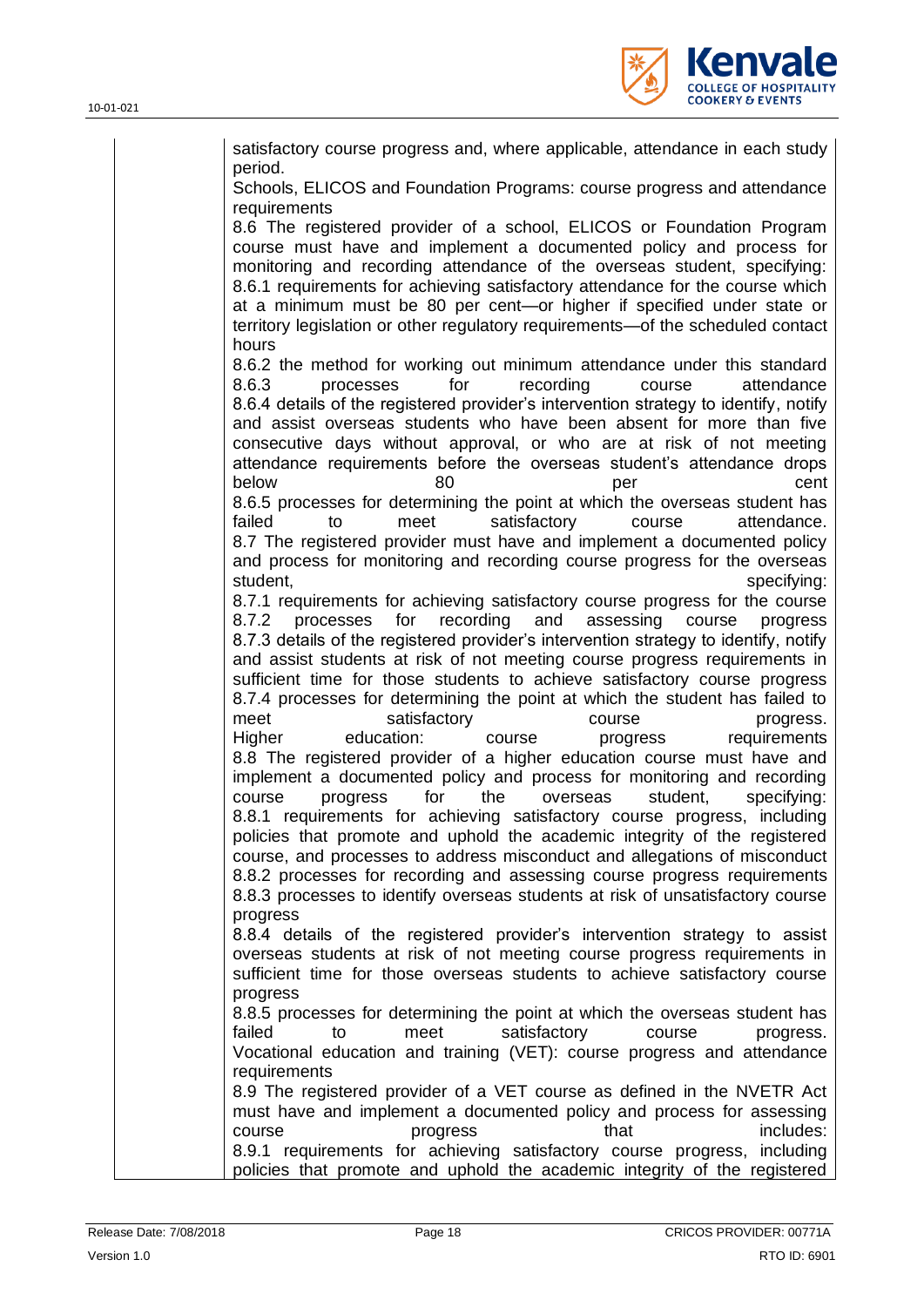satisfactory course progress and, where applicable, attendance in each study period.

Schools, ELICOS and Foundation Programs: course progress and attendance requirements

8.6 The registered provider of a school, ELICOS or Foundation Program course must have and implement a documented policy and process for monitoring and recording attendance of the overseas student, specifying:

8.6.1 requirements for achieving satisfactory attendance for the course which at a minimum must be 80 per cent—or higher if specified under state or territory legislation or other regulatory requirements—of the scheduled contact hours

8.6.2 the method for working out minimum attendance under this standard

8.6.3 processes for recording course attendance

8.6.4 details of the registered provider's intervention strategy to identify, notify and assist overseas students who have been absent for more than five consecutive days without approval, or who are at risk of not meeting attendance requirements before the overseas student's attendance drops below 80 per cent

8.6.5 processes for determining the point at which the overseas student has failed to meet satisfactory course attendance.

8.7 The registered provider must have and implement a documented policy and process for monitoring and recording course progress for the overseas student, specifying:

8.7.1 requirements for achieving satisfactory course progress for the course

8.7.2 processes for recording and assessing course progress

8.7.3 details of the registered provider's intervention strategy to identify, notify and assist students at risk of not meeting course progress requirements in sufficient time for those students to achieve satisfactory course progress

8.7.4 processes for determining the point at which the student has failed to meet satisfactory course progress.

Higher education: course progress requirements

8.8 The registered provider of a higher education course must have and implement a documented policy and process for monitoring and recording course progress for the overseas student, specifying:

8.8.1 requirements for achieving satisfactory course progress, including policies that promote and uphold the academic integrity of the registered course, and processes to address misconduct and allegations of misconduct

8.8.2 processes for recording and assessing course progress requirements

8.8.3 processes to identify overseas students at risk of unsatisfactory course progress

8.8.4 details of the registered provider's intervention strategy to assist overseas students at risk of not meeting course progress requirements in sufficient time for those overseas students to achieve satisfactory course progress

8.8.5 processes for determining the point at which the overseas student has failed to meet satisfactory course progress.

Vocational education and training (VET): course progress and attendance requirements

8.9 The registered provider of a VET course as defined in the NVETR Act must have and implement a documented policy and process for assessing course progress that includes:

8.9.1 requirements for achieving satisfactory course progress, including policies that promote and uphold the academic integrity of the registered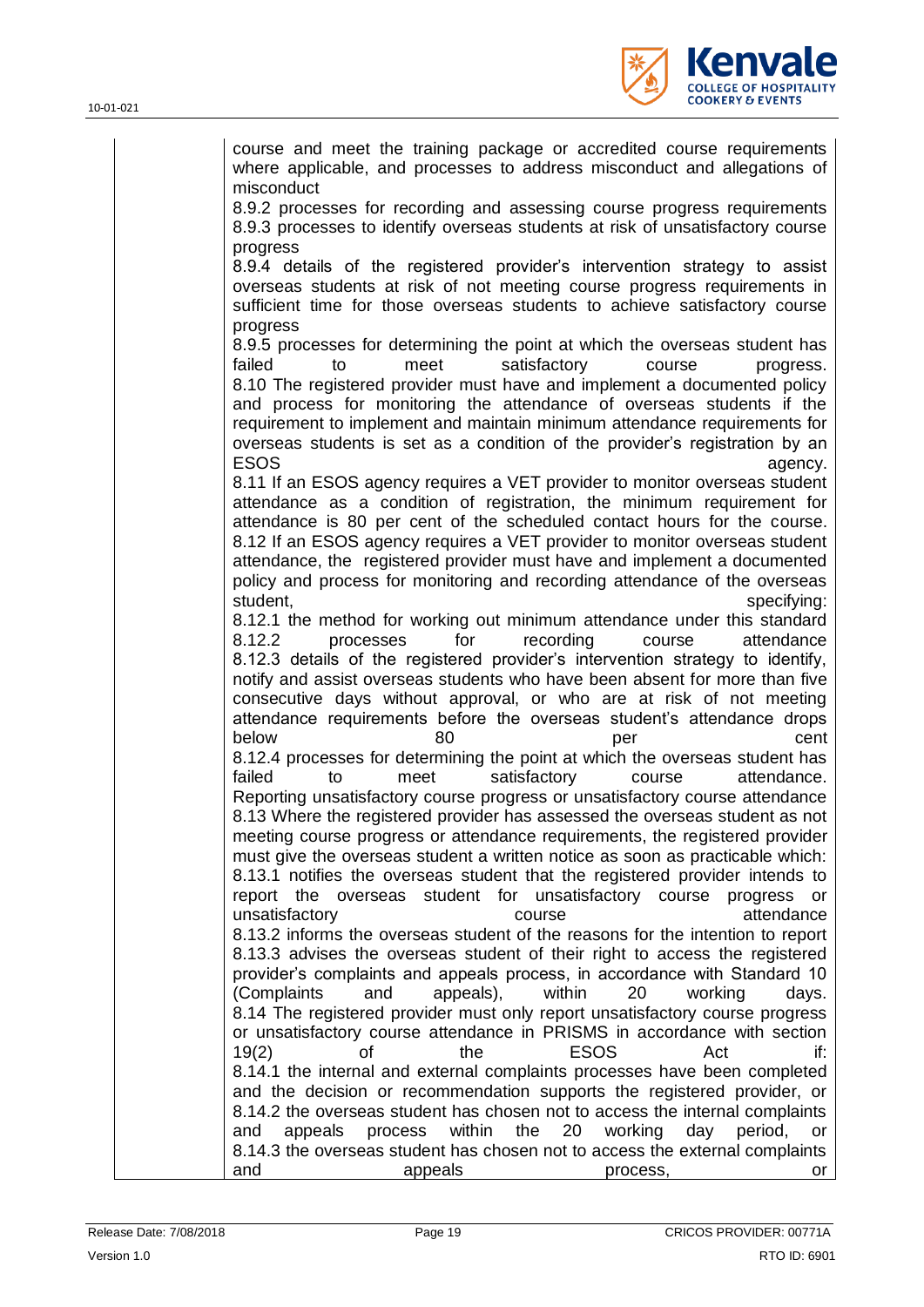course and meet the training package or accredited course requirements where applicable, and processes to address misconduct and allegations of misconduct

8.9.2 processes for recording and assessing course progress requirements

8.9.3 processes to identify overseas students at risk of unsatisfactory course progress

8.9.4 details of the registered provider's intervention strategy to assist overseas students at risk of not meeting course progress requirements in sufficient time for those overseas students to achieve satisfactory course progress

8.9.5 processes for determining the point at which the overseas student has failed to meet satisfactory course progress.

8.10 The registered provider must have and implement a documented policy and process for monitoring the attendance of overseas students if the requirement to implement and maintain minimum attendance requirements for overseas students is set as a condition of the provider's registration by an ESOS agency.

8.11 If an ESOS agency requires a VET provider to monitor overseas student attendance as a condition of registration, the minimum requirement for attendance is 80 per cent of the scheduled contact hours for the course.

8.12 If an ESOS agency requires a VET provider to monitor overseas student attendance, the registered provider must have and implement a documented policy and process for monitoring and recording attendance of the overseas student, specifying:

8.12.1 the method for working out minimum attendance under this standard

8.12.2 processes for recording course attendance

8.12.3 details of the registered provider's intervention strategy to identify, notify and assist overseas students who have been absent for more than five consecutive days without approval, or who are at risk of not meeting attendance requirements before the overseas student's attendance drops below 80 per cent

8.12.4 processes for determining the point at which the overseas student has failed to meet satisfactory course attendance.

Reporting unsatisfactory course progress or unsatisfactory course attendance

8.13 Where the registered provider has assessed the overseas student as not meeting course progress or attendance requirements, the registered provider must give the overseas student a written notice as soon as practicable which:

8.13.1 notifies the overseas student that the registered provider intends to report the overseas student for unsatisfactory course progress or unsatisfactory course attendance

8.13.2 informs the overseas student of the reasons for the intention to report

8.13.3 advises the overseas student of their right to access the registered provider's complaints and appeals process, in accordance with Standard 10 (Complaints and appeals), within 20 working days.

8.14 The registered provider must only report unsatisfactory course progress or unsatisfactory course attendance in PRISMS in accordance with section 19(2) of the ESOS Act if:

8.14.1 the internal and external complaints processes have been completed and the decision or recommendation supports the registered provider, or

8.14.2 the overseas student has chosen not to access the internal complaints and appeals process within the 20 working day period, or

8.14.3 the overseas student has chosen not to access the external complaints and appeals process, or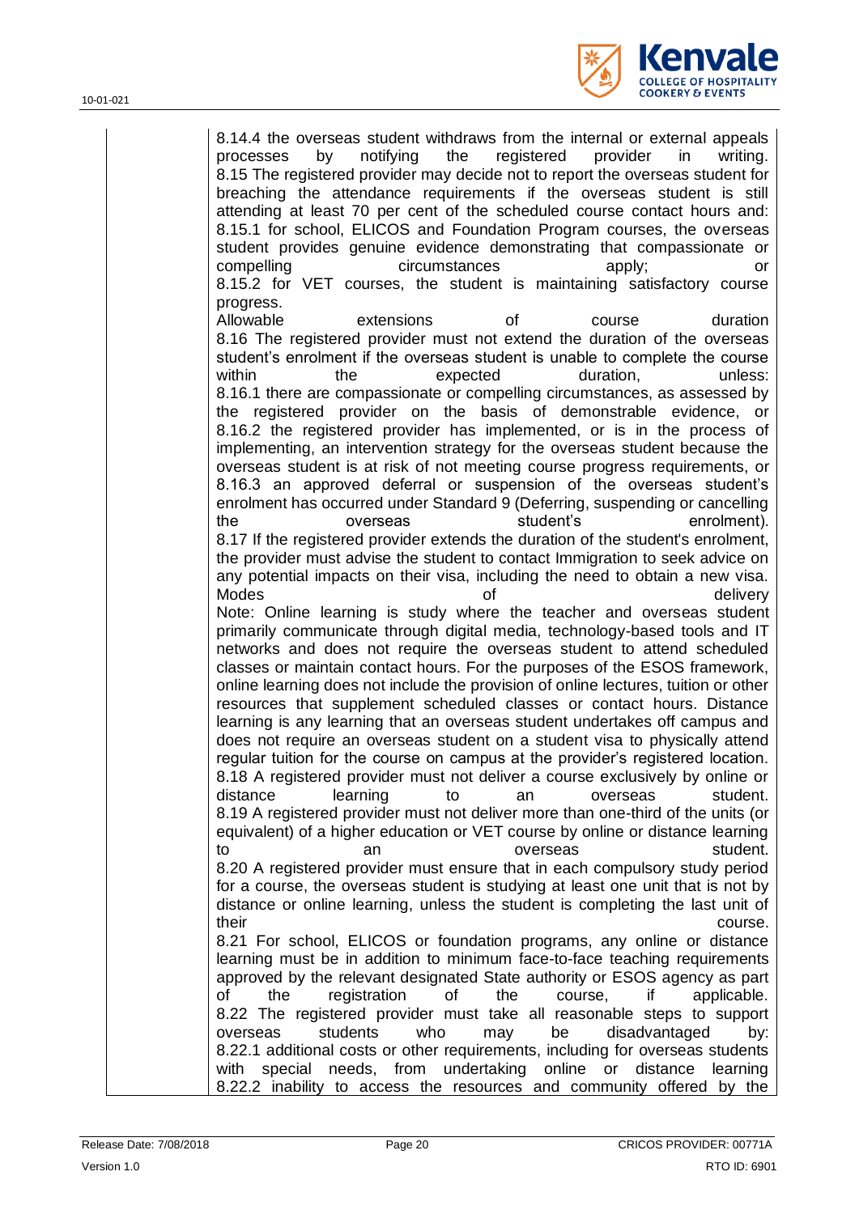8.14.4 the overseas student withdraws from the internal or external appeals processes by notifying the registered provider in writing.

8.15 The registered provider may decide not to report the overseas student for breaching the attendance requirements if the overseas student is still attending at least 70 per cent of the scheduled course contact hours and:

8.15.1 for school, ELICOS and Foundation Program courses, the overseas student provides genuine evidence demonstrating that compassionate or compelling circumstances apply; or

8.15.2 for VET courses, the student is maintaining satisfactory course progress.

Allowable extensions of course duration

8.16 The registered provider must not extend the duration of the overseas student's enrolment if the overseas student is unable to complete the course within the expected duration, unless:

8.16.1 there are compassionate or compelling circumstances, as assessed by the registered provider on the basis of demonstrable evidence, or

8.16.2 the registered provider has implemented, or is in the process of implementing, an intervention strategy for the overseas student because the overseas student is at risk of not meeting course progress requirements, or

8.16.3 an approved deferral or suspension of the overseas student's enrolment has occurred under Standard 9 (Deferring, suspending or cancelling the overseas student's enrolment).

8.17 If the registered provider extends the duration of the student's enrolment, the provider must advise the student to contact Immigration to seek advice on any potential impacts on their visa, including the need to obtain a new visa.

Modes of delivery

Note: Online learning is study where the teacher and overseas student primarily communicate through digital media, technology-based tools and IT networks and does not require the overseas student to attend scheduled classes or maintain contact hours. For the purposes of the ESOS framework, online learning does not include the provision of online lectures, tuition or other resources that supplement scheduled classes or contact hours. Distance learning is any learning that an overseas student undertakes off campus and does not require an overseas student on a student visa to physically attend regular tuition for the course on campus at the provider's registered location.

8.18 A registered provider must not deliver a course exclusively by online or distance learning to an overseas student.

8.19 A registered provider must not deliver more than one-third of the units (or equivalent) of a higher education or VET course by online or distance learning to an overseas student.

8.20 A registered provider must ensure that in each compulsory study period for a course, the overseas student is studying at least one unit that is not by distance or online learning, unless the student is completing the last unit of their course.

8.21 For school, ELICOS or foundation programs, any online or distance learning must be in addition to minimum face-to-face teaching requirements approved by the relevant designated State authority or ESOS agency as part of the registration of the course, if applicable.

8.22 The registered provider must take all reasonable steps to support overseas students who may be disadvantaged by:

8.22.1 additional costs or other requirements, including for overseas students with special needs, from undertaking online or distance learning

8.22.2 inability to access the resources and community offered by the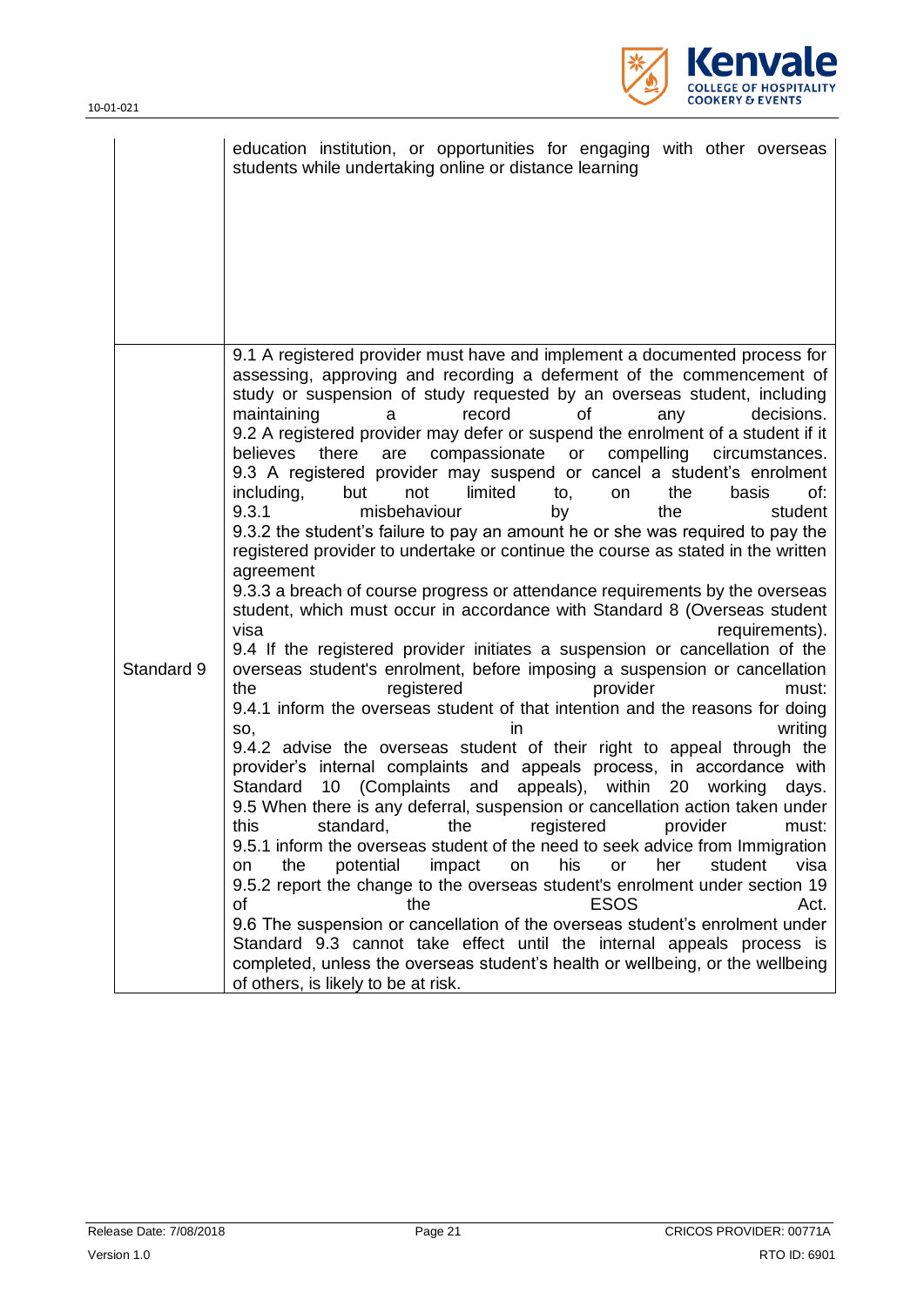|  |  |
|---|---|
|  | education institution, or opportunities for engaging with other overseas students while undertaking online or distance learning |
| Standard 9 | 9.1 A registered provider must have and implement a documented process for assessing, approving and recording a deferment of the commencement of study or suspension of study requested by an overseas student, including maintaining a record of any decisions.<br>9.2 A registered provider may defer or suspend the enrolment of a student if it believes there are compassionate or compelling circumstances.<br>9.3 A registered provider may suspend or cancel a student's enrolment including, but not limited to, on the basis of:<br>9.3.1 misbehaviour by the student<br>9.3.2 the student's failure to pay an amount he or she was required to pay the registered provider to undertake or continue the course as stated in the written agreement<br>9.3.3 a breach of course progress or attendance requirements by the overseas student, which must occur in accordance with Standard 8 (Overseas student visa requirements).<br>9.4 If the registered provider initiates a suspension or cancellation of the overseas student's enrolment, before imposing a suspension or cancellation the registered provider must:<br>9.4.1 inform the overseas student of that intention and the reasons for doing so, in writing<br>9.4.2 advise the overseas student of their right to appeal through the provider's internal complaints and appeals process, in accordance with Standard 10 (Complaints and appeals), within 20 working days.<br>9.5 When there is any deferral, suspension or cancellation action taken under this standard, the registered provider must:<br>9.5.1 inform the overseas student of the need to seek advice from Immigration on the potential impact on his or her student visa<br>9.5.2 report the change to the overseas student's enrolment under section 19 of the ESOS Act.<br>9.6 The suspension or cancellation of the overseas student's enrolment under Standard 9.3 cannot take effect until the internal appeals process is completed, unless the overseas student's health or wellbeing, or the wellbeing of others, is likely to be at risk. |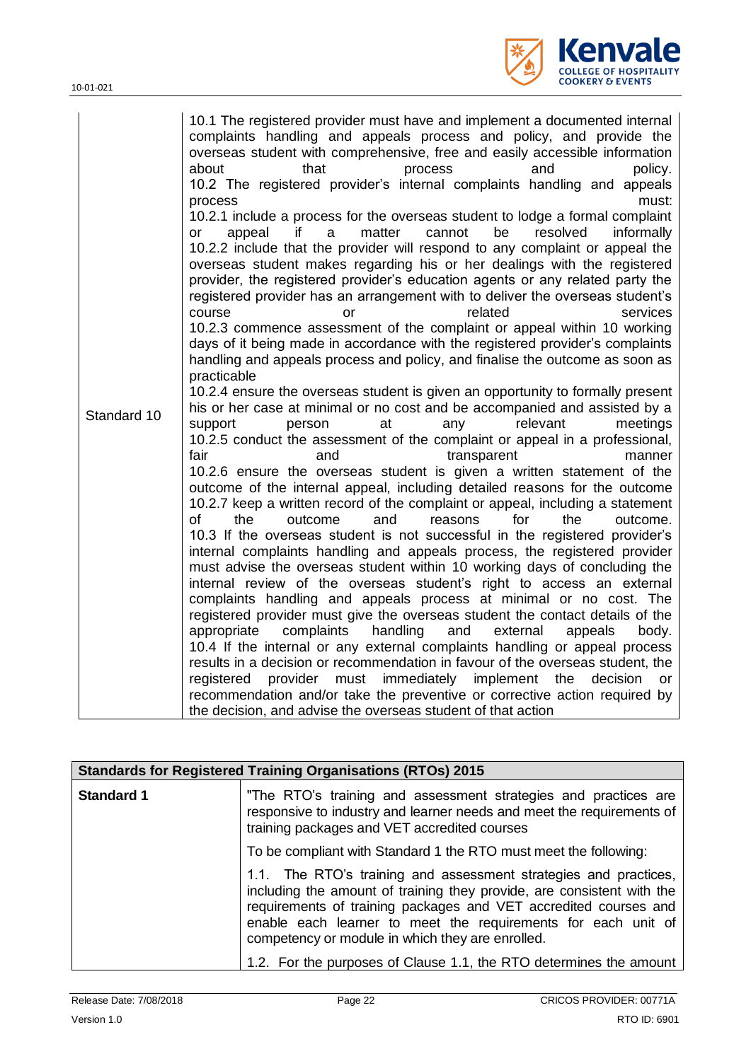| | |
|---|---|
| Standard 10 | 10.1 The registered provider must have and implement a documented internal complaints handling and appeals process and policy, and provide the overseas student with comprehensive, free and easily accessible information about that process and policy.<br>10.2 The registered provider's internal complaints handling and appeals process must:<br>10.2.1 include a process for the overseas student to lodge a formal complaint or appeal if a matter cannot be resolved informally<br>10.2.2 include that the provider will respond to any complaint or appeal the overseas student makes regarding his or her dealings with the registered provider, the registered provider's education agents or any related party the registered provider has an arrangement with to deliver the overseas student's course or related services<br>10.2.3 commence assessment of the complaint or appeal within 10 working days of it being made in accordance with the registered provider's complaints handling and appeals process and policy, and finalise the outcome as soon as practicable<br>10.2.4 ensure the overseas student is given an opportunity to formally present his or her case at minimal or no cost and be accompanied and assisted by a support person at any relevant meetings<br>10.2.5 conduct the assessment of the complaint or appeal in a professional, fair and transparent manner<br>10.2.6 ensure the overseas student is given a written statement of the outcome of the internal appeal, including detailed reasons for the outcome<br>10.2.7 keep a written record of the complaint or appeal, including a statement of the outcome and reasons for the outcome.<br>10.3 If the overseas student is not successful in the registered provider's internal complaints handling and appeals process, the registered provider must advise the overseas student within 10 working days of concluding the internal review of the overseas student's right to access an external complaints handling and appeals process at minimal or no cost. The registered provider must give the overseas student the contact details of the appropriate complaints handling and external appeals body.<br>10.4 If the internal or any external complaints handling or appeal process results in a decision or recommendation in favour of the overseas student, the registered provider must immediately implement the decision or recommendation and/or take the preventive or corrective action required by the decision, and advise the overseas student of that action |

| **Standards for Registered Training Organisations (RTOs) 2015** | |
|---|---|
| **Standard 1** | "The RTO's training and assessment strategies and practices are responsive to industry and learner needs and meet the requirements of training packages and VET accredited courses<br><br>To be compliant with Standard 1 the RTO must meet the following:<br><br>1.1. The RTO's training and assessment strategies and practices, including the amount of training they provide, are consistent with the requirements of training packages and VET accredited courses and enable each learner to meet the requirements for each unit of competency or module in which they are enrolled.<br><br>1.2. For the purposes of Clause 1.1, the RTO determines the amount |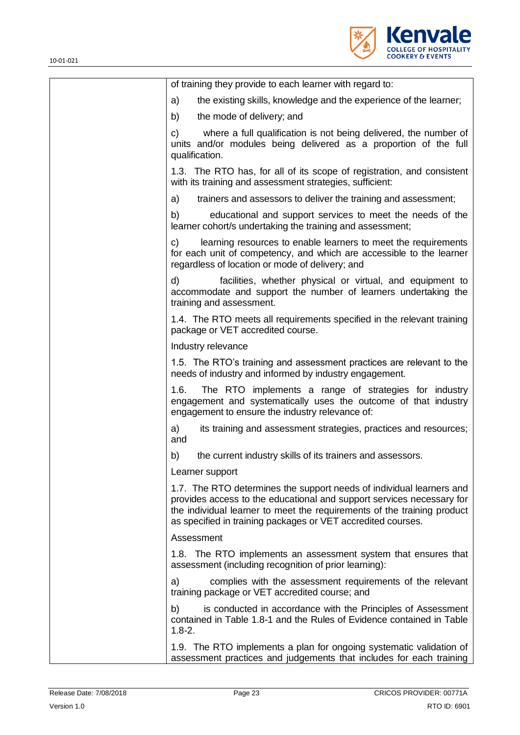| | |
|---|---|
| | of training they provide to each learner with regard to:<br><br>a) the existing skills, knowledge and the experience of the learner;<br><br>b) the mode of delivery; and<br><br>c) where a full qualification is not being delivered, the number of units and/or modules being delivered as a proportion of the full qualification.<br><br>1.3. The RTO has, for all of its scope of registration, and consistent with its training and assessment strategies, sufficient:<br><br>a) trainers and assessors to deliver the training and assessment;<br><br>b) educational and support services to meet the needs of the learner cohort/s undertaking the training and assessment;<br><br>c) learning resources to enable learners to meet the requirements for each unit of competency, and which are accessible to the learner regardless of location or mode of delivery; and<br><br>d) facilities, whether physical or virtual, and equipment to accommodate and support the number of learners undertaking the training and assessment.<br><br>1.4. The RTO meets all requirements specified in the relevant training package or VET accredited course.<br><br>Industry relevance<br><br>1.5. The RTO's training and assessment practices are relevant to the needs of industry and informed by industry engagement.<br><br>1.6. The RTO implements a range of strategies for industry engagement and systematically uses the outcome of that industry engagement to ensure the industry relevance of:<br><br>a) its training and assessment strategies, practices and resources; and<br><br>b) the current industry skills of its trainers and assessors.<br><br>Learner support<br><br>1.7. The RTO determines the support needs of individual learners and provides access to the educational and support services necessary for the individual learner to meet the requirements of the training product as specified in training packages or VET accredited courses.<br><br>Assessment<br><br>1.8. The RTO implements an assessment system that ensures that assessment (including recognition of prior learning):<br><br>a) complies with the assessment requirements of the relevant training package or VET accredited course; and<br><br>b) is conducted in accordance with the Principles of Assessment contained in Table 1.8-1 and the Rules of Evidence contained in Table 1.8-2.<br><br>1.9. The RTO implements a plan for ongoing systematic validation of assessment practices and judgements that includes for each training |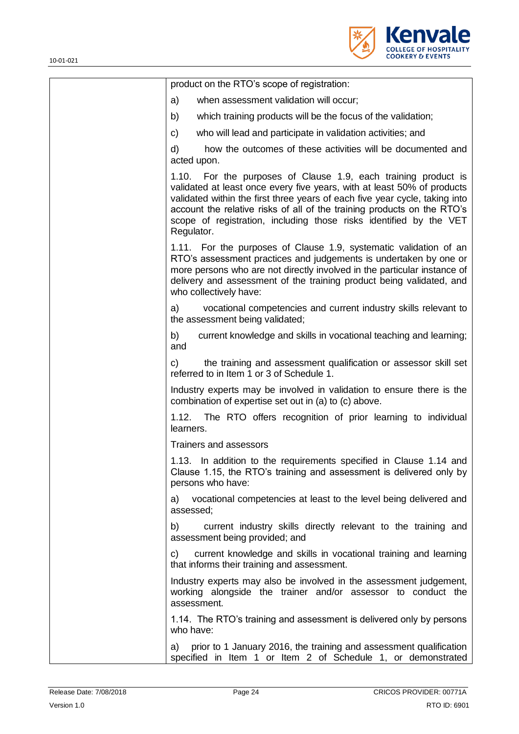| | |
|---|---|
| | product on the RTO's scope of registration:<br><br>a) when assessment validation will occur;<br><br>b) which training products will be the focus of the validation;<br><br>c) who will lead and participate in validation activities; and<br><br>d) how the outcomes of these activities will be documented and acted upon.<br><br>1.10. For the purposes of Clause 1.9, each training product is validated at least once every five years, with at least 50% of products validated within the first three years of each five year cycle, taking into account the relative risks of all of the training products on the RTO's scope of registration, including those risks identified by the VET Regulator.<br><br>1.11. For the purposes of Clause 1.9, systematic validation of an RTO's assessment practices and judgements is undertaken by one or more persons who are not directly involved in the particular instance of delivery and assessment of the training product being validated, and who collectively have:<br><br>a) vocational competencies and current industry skills relevant to the assessment being validated;<br><br>b) current knowledge and skills in vocational teaching and learning; and<br><br>c) the training and assessment qualification or assessor skill set referred to in Item 1 or 3 of Schedule 1.<br><br>Industry experts may be involved in validation to ensure there is the combination of expertise set out in (a) to (c) above.<br><br>1.12. The RTO offers recognition of prior learning to individual learners.<br><br>Trainers and assessors<br><br>1.13. In addition to the requirements specified in Clause 1.14 and Clause 1.15, the RTO's training and assessment is delivered only by persons who have:<br><br>a) vocational competencies at least to the level being delivered and assessed;<br><br>b) current industry skills directly relevant to the training and assessment being provided; and<br><br>c) current knowledge and skills in vocational training and learning that informs their training and assessment.<br><br>Industry experts may also be involved in the assessment judgement, working alongside the trainer and/or assessor to conduct the assessment.<br><br>1.14. The RTO's training and assessment is delivered only by persons who have:<br><br>a) prior to 1 January 2016, the training and assessment qualification specified in Item 1 or Item 2 of Schedule 1, or demonstrated |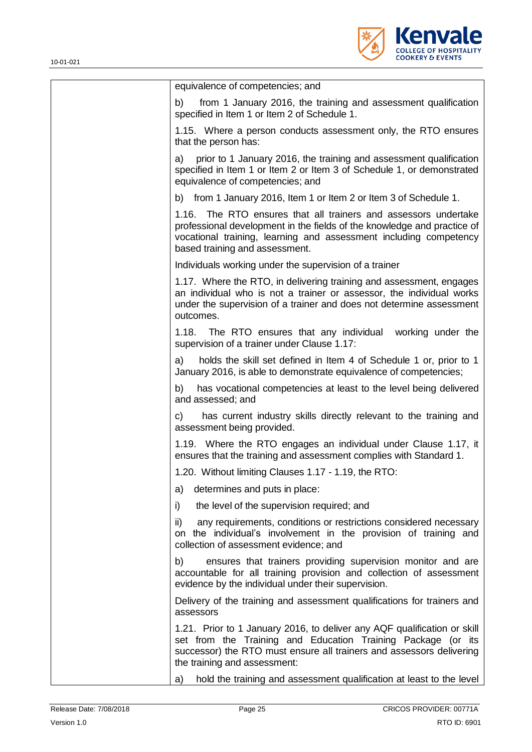| | |
|---|---|
| | equivalence of competencies; and |
| | b) from 1 January 2016, the training and assessment qualification specified in Item 1 or Item 2 of Schedule 1. |
| | 1.15. Where a person conducts assessment only, the RTO ensures that the person has: |
| | a) prior to 1 January 2016, the training and assessment qualification specified in Item 1 or Item 2 or Item 3 of Schedule 1, or demonstrated equivalence of competencies; and |
| | b) from 1 January 2016, Item 1 or Item 2 or Item 3 of Schedule 1. |
| | 1.16. The RTO ensures that all trainers and assessors undertake professional development in the fields of the knowledge and practice of vocational training, learning and assessment including competency based training and assessment. |
| | Individuals working under the supervision of a trainer |
| | 1.17. Where the RTO, in delivering training and assessment, engages an individual who is not a trainer or assessor, the individual works under the supervision of a trainer and does not determine assessment outcomes. |
| | 1.18. The RTO ensures that any individual working under the supervision of a trainer under Clause 1.17: |
| | a) holds the skill set defined in Item 4 of Schedule 1 or, prior to 1 January 2016, is able to demonstrate equivalence of competencies; |
| | b) has vocational competencies at least to the level being delivered and assessed; and |
| | c) has current industry skills directly relevant to the training and assessment being provided. |
| | 1.19. Where the RTO engages an individual under Clause 1.17, it ensures that the training and assessment complies with Standard 1. |
| | 1.20. Without limiting Clauses 1.17 - 1.19, the RTO: |
| | a) determines and puts in place: |
| | i) the level of the supervision required; and |
| | ii) any requirements, conditions or restrictions considered necessary on the individual's involvement in the provision of training and collection of assessment evidence; and |
| | b) ensures that trainers providing supervision monitor and are accountable for all training provision and collection of assessment evidence by the individual under their supervision. |
| | Delivery of the training and assessment qualifications for trainers and assessors |
| | 1.21. Prior to 1 January 2016, to deliver any AQF qualification or skill set from the Training and Education Training Package (or its successor) the RTO must ensure all trainers and assessors delivering the training and assessment: |
| | a) hold the training and assessment qualification at least to the level |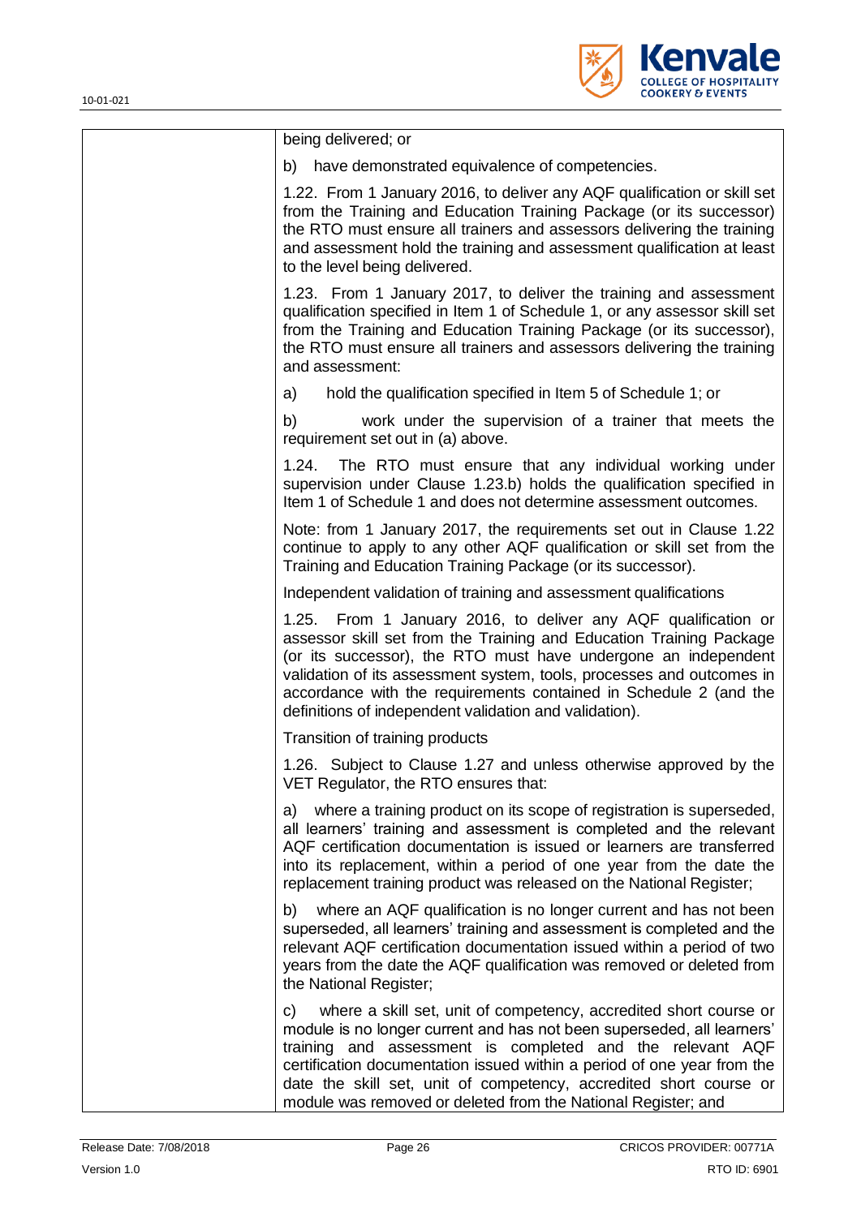| | |
|---|---|
| | being delivered; or |
| | b) have demonstrated equivalence of competencies. |
| | 1.22. From 1 January 2016, to deliver any AQF qualification or skill set from the Training and Education Training Package (or its successor) the RTO must ensure all trainers and assessors delivering the training and assessment hold the training and assessment qualification at least to the level being delivered. |
| | 1.23. From 1 January 2017, to deliver the training and assessment qualification specified in Item 1 of Schedule 1, or any assessor skill set from the Training and Education Training Package (or its successor), the RTO must ensure all trainers and assessors delivering the training and assessment: |
| | a) hold the qualification specified in Item 5 of Schedule 1; or |
| | b) work under the supervision of a trainer that meets the requirement set out in (a) above. |
| | 1.24. The RTO must ensure that any individual working under supervision under Clause 1.23.b) holds the qualification specified in Item 1 of Schedule 1 and does not determine assessment outcomes. |
| | Note: from 1 January 2017, the requirements set out in Clause 1.22 continue to apply to any other AQF qualification or skill set from the Training and Education Training Package (or its successor). |
| | Independent validation of training and assessment qualifications |
| | 1.25. From 1 January 2016, to deliver any AQF qualification or assessor skill set from the Training and Education Training Package (or its successor), the RTO must have undergone an independent validation of its assessment system, tools, processes and outcomes in accordance with the requirements contained in Schedule 2 (and the definitions of independent validation and validation). |
| | Transition of training products |
| | 1.26. Subject to Clause 1.27 and unless otherwise approved by the VET Regulator, the RTO ensures that: |
| | a) where a training product on its scope of registration is superseded, all learners' training and assessment is completed and the relevant AQF certification documentation is issued or learners are transferred into its replacement, within a period of one year from the date the replacement training product was released on the National Register; |
| | b) where an AQF qualification is no longer current and has not been superseded, all learners' training and assessment is completed and the relevant AQF certification documentation issued within a period of two years from the date the AQF qualification was removed or deleted from the National Register; |
| | c) where a skill set, unit of competency, accredited short course or module is no longer current and has not been superseded, all learners' training and assessment is completed and the relevant AQF certification documentation issued within a period of one year from the date the skill set, unit of competency, accredited short course or module was removed or deleted from the National Register; and |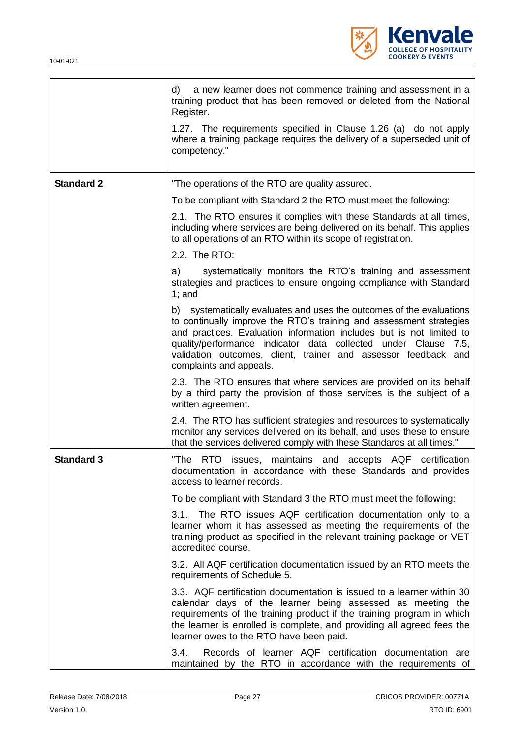| | |
|---|---|
| | d) a new learner does not commence training and assessment in a training product that has been removed or deleted from the National Register.<br><br>1.27. The requirements specified in Clause 1.26 (a) do not apply where a training package requires the delivery of a superseded unit of competency." |
| **Standard 2** | "The operations of the RTO are quality assured.<br><br>To be compliant with Standard 2 the RTO must meet the following:<br><br>2.1. The RTO ensures it complies with these Standards at all times, including where services are being delivered on its behalf. This applies to all operations of an RTO within its scope of registration.<br><br>2.2. The RTO:<br><br>a) systematically monitors the RTO's training and assessment strategies and practices to ensure ongoing compliance with Standard 1; and<br><br>b) systematically evaluates and uses the outcomes of the evaluations to continually improve the RTO's training and assessment strategies and practices. Evaluation information includes but is not limited to quality/performance indicator data collected under Clause 7.5, validation outcomes, client, trainer and assessor feedback and complaints and appeals.<br><br>2.3. The RTO ensures that where services are provided on its behalf by a third party the provision of those services is the subject of a written agreement.<br><br>2.4. The RTO has sufficient strategies and resources to systematically monitor any services delivered on its behalf, and uses these to ensure that the services delivered comply with these Standards at all times." |
| **Standard 3** | "The RTO issues, maintains and accepts AQF certification documentation in accordance with these Standards and provides access to learner records.<br><br>To be compliant with Standard 3 the RTO must meet the following:<br><br>3.1. The RTO issues AQF certification documentation only to a learner whom it has assessed as meeting the requirements of the training product as specified in the relevant training package or VET accredited course.<br><br>3.2. All AQF certification documentation issued by an RTO meets the requirements of Schedule 5.<br><br>3.3. AQF certification documentation is issued to a learner within 30 calendar days of the learner being assessed as meeting the requirements of the training product if the training program in which the learner is enrolled is complete, and providing all agreed fees the learner owes to the RTO have been paid.<br><br>3.4. Records of learner AQF certification documentation are maintained by the RTO in accordance with the requirements of |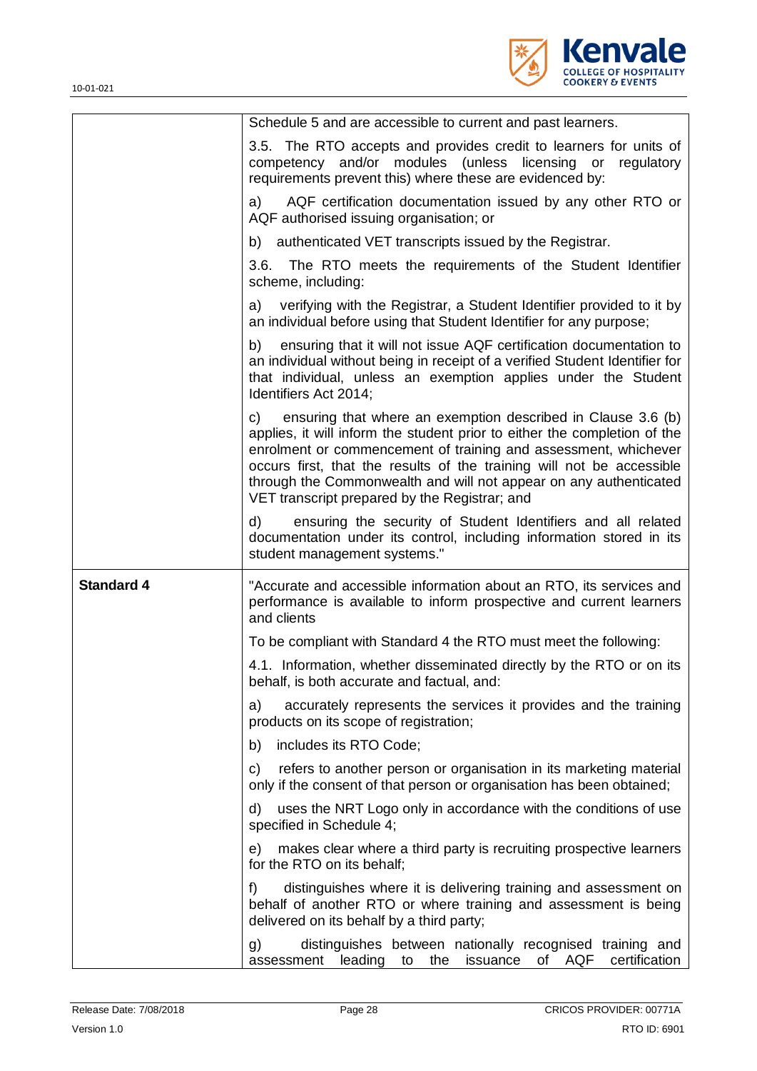| | |
|---|---|
| | Schedule 5 and are accessible to current and past learners.<br><br>3.5. The RTO accepts and provides credit to learners for units of competency and/or modules (unless licensing or regulatory requirements prevent this) where these are evidenced by:<br><br>a) AQF certification documentation issued by any other RTO or AQF authorised issuing organisation; or<br><br>b) authenticated VET transcripts issued by the Registrar.<br><br>3.6. The RTO meets the requirements of the Student Identifier scheme, including:<br><br>a) verifying with the Registrar, a Student Identifier provided to it by an individual before using that Student Identifier for any purpose;<br><br>b) ensuring that it will not issue AQF certification documentation to an individual without being in receipt of a verified Student Identifier for that individual, unless an exemption applies under the Student Identifiers Act 2014;<br><br>c) ensuring that where an exemption described in Clause 3.6 (b) applies, it will inform the student prior to either the completion of the enrolment or commencement of training and assessment, whichever occurs first, that the results of the training will not be accessible through the Commonwealth and will not appear on any authenticated VET transcript prepared by the Registrar; and<br><br>d) ensuring the security of Student Identifiers and all related documentation under its control, including information stored in its student management systems." |
| **Standard 4** | "Accurate and accessible information about an RTO, its services and performance is available to inform prospective and current learners and clients<br><br>To be compliant with Standard 4 the RTO must meet the following:<br><br>4.1. Information, whether disseminated directly by the RTO or on its behalf, is both accurate and factual, and:<br><br>a) accurately represents the services it provides and the training products on its scope of registration;<br><br>b) includes its RTO Code;<br><br>c) refers to another person or organisation in its marketing material only if the consent of that person or organisation has been obtained;<br><br>d) uses the NRT Logo only in accordance with the conditions of use specified in Schedule 4;<br><br>e) makes clear where a third party is recruiting prospective learners for the RTO on its behalf;<br><br>f) distinguishes where it is delivering training and assessment on behalf of another RTO or where training and assessment is being delivered on its behalf by a third party;<br><br>g) distinguishes between nationally recognised training and assessment leading to the issuance of AQF certification |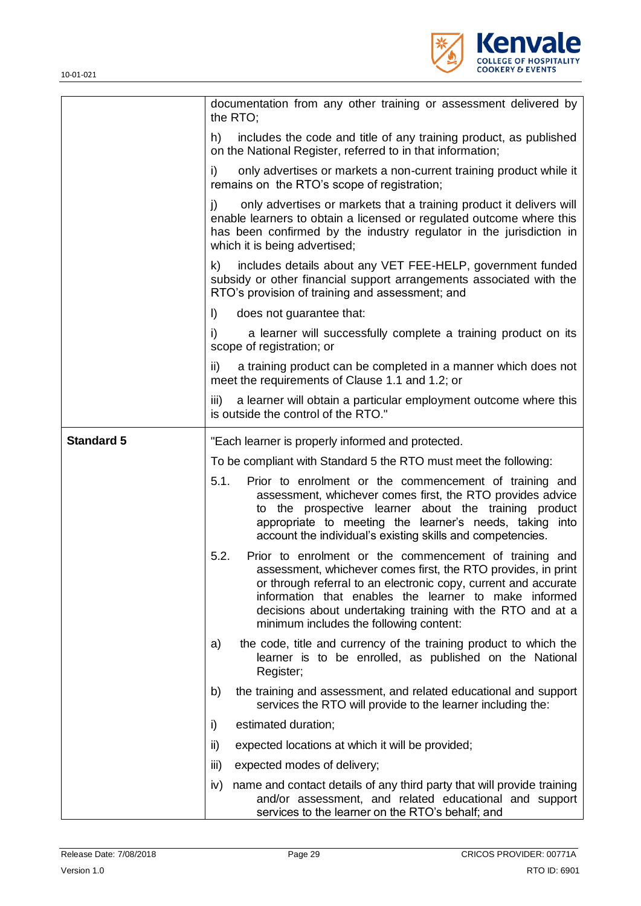| | |
|---|---|
| | documentation from any other training or assessment delivered by the RTO;<br><br>h) includes the code and title of any training product, as published on the National Register, referred to in that information;<br><br>i) only advertises or markets a non-current training product while it remains on the RTO's scope of registration;<br><br>j) only advertises or markets that a training product it delivers will enable learners to obtain a licensed or regulated outcome where this has been confirmed by the industry regulator in the jurisdiction in which it is being advertised;<br><br>k) includes details about any VET FEE-HELP, government funded subsidy or other financial support arrangements associated with the RTO's provision of training and assessment; and<br><br>l) does not guarantee that:<br><br>i) a learner will successfully complete a training product on its scope of registration; or<br><br>ii) a training product can be completed in a manner which does not meet the requirements of Clause 1.1 and 1.2; or<br><br>iii) a learner will obtain a particular employment outcome where this is outside the control of the RTO." |
| **Standard 5** | "Each learner is properly informed and protected.<br><br>To be compliant with Standard 5 the RTO must meet the following:<br><br>5.1. Prior to enrolment or the commencement of training and assessment, whichever comes first, the RTO provides advice to the prospective learner about the training product appropriate to meeting the learner's needs, taking into account the individual's existing skills and competencies.<br><br>5.2. Prior to enrolment or the commencement of training and assessment, whichever comes first, the RTO provides, in print or through referral to an electronic copy, current and accurate information that enables the learner to make informed decisions about undertaking training with the RTO and at a minimum includes the following content:<br><br>a) the code, title and currency of the training product to which the learner is to be enrolled, as published on the National Register;<br><br>b) the training and assessment, and related educational and support services the RTO will provide to the learner including the:<br><br>i) estimated duration;<br><br>ii) expected locations at which it will be provided;<br><br>iii) expected modes of delivery;<br><br>iv) name and contact details of any third party that will provide training and/or assessment, and related educational and support services to the learner on the RTO's behalf; and |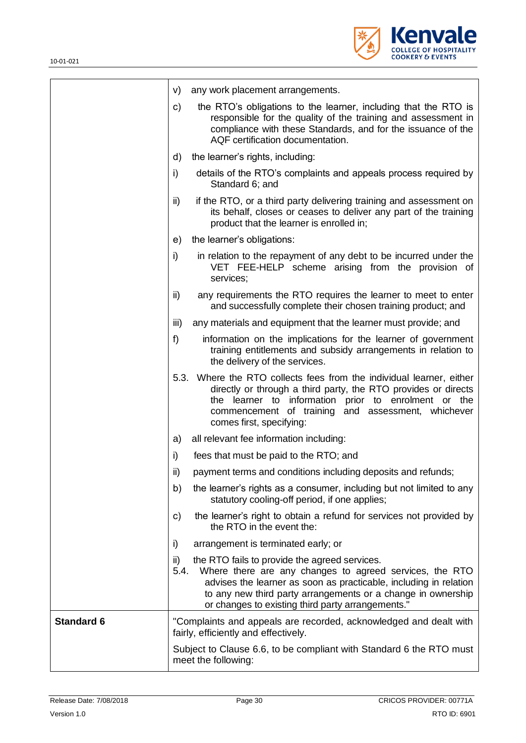| | |
|---|---|
| | v) any work placement arrangements.<br><br>c) the RTO's obligations to the learner, including that the RTO is responsible for the quality of the training and assessment in compliance with these Standards, and for the issuance of the AQF certification documentation.<br><br>d) the learner's rights, including:<br><br>i) details of the RTO's complaints and appeals process required by Standard 6; and<br><br>ii) if the RTO, or a third party delivering training and assessment on its behalf, closes or ceases to deliver any part of the training product that the learner is enrolled in;<br><br>e) the learner's obligations:<br><br>i) in relation to the repayment of any debt to be incurred under the VET FEE-HELP scheme arising from the provision of services;<br><br>ii) any requirements the RTO requires the learner to meet to enter and successfully complete their chosen training product; and<br><br>iii) any materials and equipment that the learner must provide; and<br><br>f) information on the implications for the learner of government training entitlements and subsidy arrangements in relation to the delivery of the services.<br><br>5.3. Where the RTO collects fees from the individual learner, either directly or through a third party, the RTO provides or directs the learner to information prior to enrolment or the commencement of training and assessment, whichever comes first, specifying:<br><br>a) all relevant fee information including:<br><br>i) fees that must be paid to the RTO; and<br><br>ii) payment terms and conditions including deposits and refunds;<br><br>b) the learner's rights as a consumer, including but not limited to any statutory cooling-off period, if one applies;<br><br>c) the learner's right to obtain a refund for services not provided by the RTO in the event the:<br><br>i) arrangement is terminated early; or<br><br>ii) the RTO fails to provide the agreed services.<br>5.4. Where there are any changes to agreed services, the RTO advises the learner as soon as practicable, including in relation to any new third party arrangements or a change in ownership or changes to existing third party arrangements." |
| **Standard 6** | "Complaints and appeals are recorded, acknowledged and dealt with fairly, efficiently and effectively.<br><br>Subject to Clause 6.6, to be compliant with Standard 6 the RTO must meet the following: |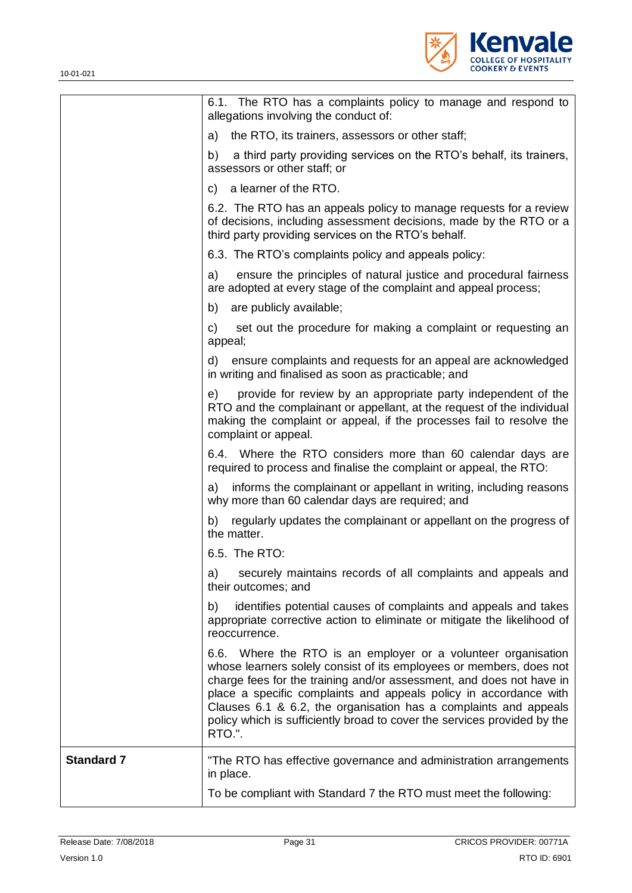| | |
|---|---|
| | 6.1. The RTO has a complaints policy to manage and respond to allegations involving the conduct of:<br><br>a) the RTO, its trainers, assessors or other staff;<br><br>b) a third party providing services on the RTO's behalf, its trainers, assessors or other staff; or<br><br>c) a learner of the RTO.<br><br>6.2. The RTO has an appeals policy to manage requests for a review of decisions, including assessment decisions, made by the RTO or a third party providing services on the RTO's behalf.<br><br>6.3. The RTO's complaints policy and appeals policy:<br><br>a) ensure the principles of natural justice and procedural fairness are adopted at every stage of the complaint and appeal process;<br><br>b) are publicly available;<br><br>c) set out the procedure for making a complaint or requesting an appeal;<br><br>d) ensure complaints and requests for an appeal are acknowledged in writing and finalised as soon as practicable; and<br><br>e) provide for review by an appropriate party independent of the RTO and the complainant or appellant, at the request of the individual making the complaint or appeal, if the processes fail to resolve the complaint or appeal.<br><br>6.4. Where the RTO considers more than 60 calendar days are required to process and finalise the complaint or appeal, the RTO:<br><br>a) informs the complainant or appellant in writing, including reasons why more than 60 calendar days are required; and<br><br>b) regularly updates the complainant or appellant on the progress of the matter.<br><br>6.5. The RTO:<br><br>a) securely maintains records of all complaints and appeals and their outcomes; and<br><br>b) identifies potential causes of complaints and appeals and takes appropriate corrective action to eliminate or mitigate the likelihood of reoccurrence.<br><br>6.6. Where the RTO is an employer or a volunteer organisation whose learners solely consist of its employees or members, does not charge fees for the training and/or assessment, and does not have in place a specific complaints and appeals policy in accordance with Clauses 6.1 & 6.2, the organisation has a complaints and appeals policy which is sufficiently broad to cover the services provided by the RTO.". |
| **Standard 7** | "The RTO has effective governance and administration arrangements in place.<br><br>To be compliant with Standard 7 the RTO must meet the following: |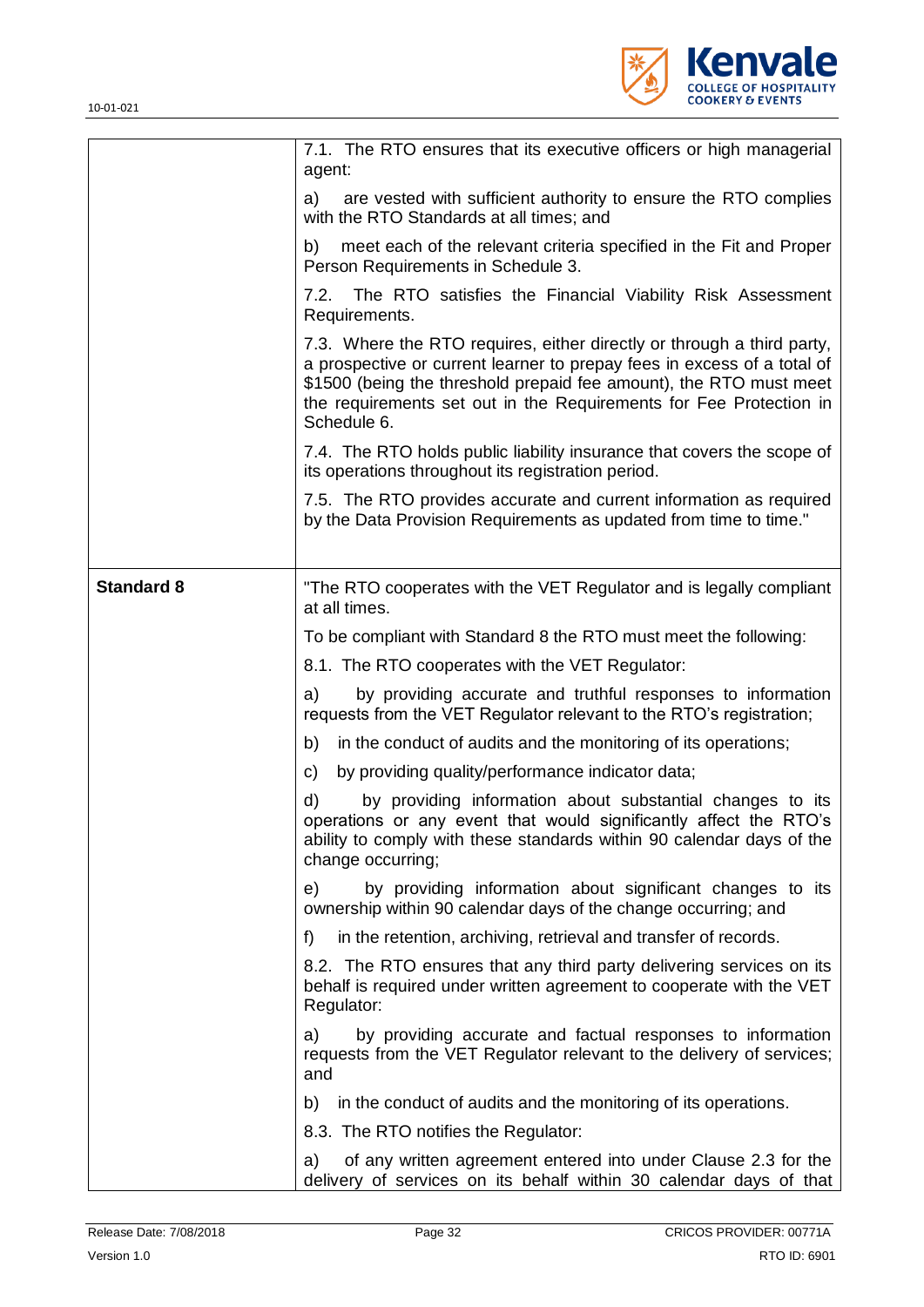| | |
|---|---|
| | 7.1. The RTO ensures that its executive officers or high managerial agent:<br><br>a) are vested with sufficient authority to ensure the RTO complies with the RTO Standards at all times; and<br><br>b) meet each of the relevant criteria specified in the Fit and Proper Person Requirements in Schedule 3.<br><br>7.2. The RTO satisfies the Financial Viability Risk Assessment Requirements.<br><br>7.3. Where the RTO requires, either directly or through a third party, a prospective or current learner to prepay fees in excess of a total of $1500 (being the threshold prepaid fee amount), the RTO must meet the requirements set out in the Requirements for Fee Protection in Schedule 6.<br><br>7.4. The RTO holds public liability insurance that covers the scope of its operations throughout its registration period.<br><br>7.5. The RTO provides accurate and current information as required by the Data Provision Requirements as updated from time to time." |
| **Standard 8** | "The RTO cooperates with the VET Regulator and is legally compliant at all times.<br><br>To be compliant with Standard 8 the RTO must meet the following:<br><br>8.1. The RTO cooperates with the VET Regulator:<br><br>a) by providing accurate and truthful responses to information requests from the VET Regulator relevant to the RTO's registration;<br><br>b) in the conduct of audits and the monitoring of its operations;<br><br>c) by providing quality/performance indicator data;<br><br>d) by providing information about substantial changes to its operations or any event that would significantly affect the RTO's ability to comply with these standards within 90 calendar days of the change occurring;<br><br>e) by providing information about significant changes to its ownership within 90 calendar days of the change occurring; and<br><br>f) in the retention, archiving, retrieval and transfer of records.<br><br>8.2. The RTO ensures that any third party delivering services on its behalf is required under written agreement to cooperate with the VET Regulator:<br><br>a) by providing accurate and factual responses to information requests from the VET Regulator relevant to the delivery of services; and<br><br>b) in the conduct of audits and the monitoring of its operations.<br><br>8.3. The RTO notifies the Regulator:<br><br>a) of any written agreement entered into under Clause 2.3 for the delivery of services on its behalf within 30 calendar days of that |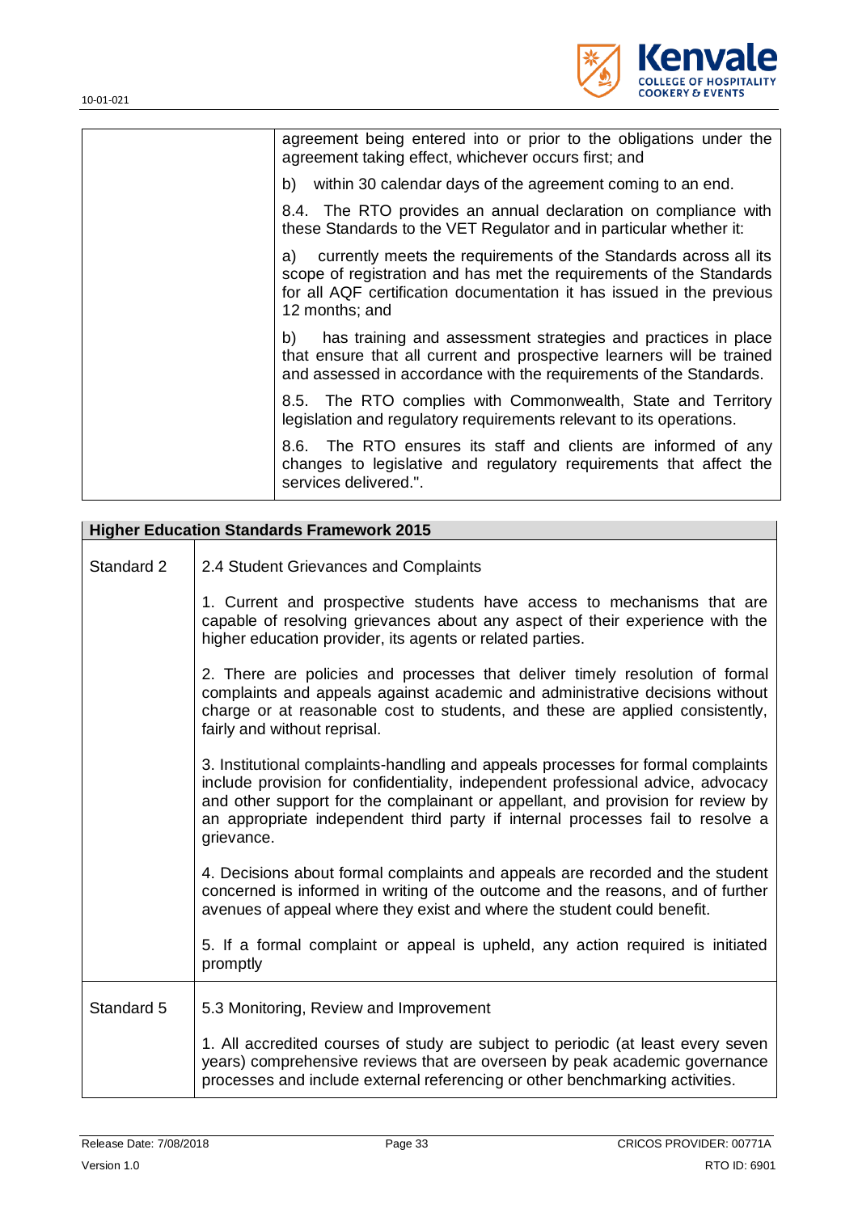| | |
|---|---|
| | agreement being entered into or prior to the obligations under the agreement taking effect, whichever occurs first; and |
| | b) within 30 calendar days of the agreement coming to an end. |
| | 8.4. The RTO provides an annual declaration on compliance with these Standards to the VET Regulator and in particular whether it: |
| | a) currently meets the requirements of the Standards across all its scope of registration and has met the requirements of the Standards for all AQF certification documentation it has issued in the previous 12 months; and |
| | b) has training and assessment strategies and practices in place that ensure that all current and prospective learners will be trained and assessed in accordance with the requirements of the Standards. |
| | 8.5. The RTO complies with Commonwealth, State and Territory legislation and regulatory requirements relevant to its operations. |
| | 8.6. The RTO ensures its staff and clients are informed of any changes to legislative and regulatory requirements that affect the services delivered.". |

| **Higher Education Standards Framework 2015** | |
|---|---|
| Standard 2 | 2.4 Student Grievances and Complaints |
| | 1. Current and prospective students have access to mechanisms that are capable of resolving grievances about any aspect of their experience with the higher education provider, its agents or related parties. |
| | 2. There are policies and processes that deliver timely resolution of formal complaints and appeals against academic and administrative decisions without charge or at reasonable cost to students, and these are applied consistently, fairly and without reprisal. |
| | 3. Institutional complaints-handling and appeals processes for formal complaints include provision for confidentiality, independent professional advice, advocacy and other support for the complainant or appellant, and provision for review by an appropriate independent third party if internal processes fail to resolve a grievance. |
| | 4. Decisions about formal complaints and appeals are recorded and the student concerned is informed in writing of the outcome and the reasons, and of further avenues of appeal where they exist and where the student could benefit. |
| | 5. If a formal complaint or appeal is upheld, any action required is initiated promptly |
| Standard 5 | 5.3 Monitoring, Review and Improvement |
| | 1. All accredited courses of study are subject to periodic (at least every seven years) comprehensive reviews that are overseen by peak academic governance processes and include external referencing or other benchmarking activities. |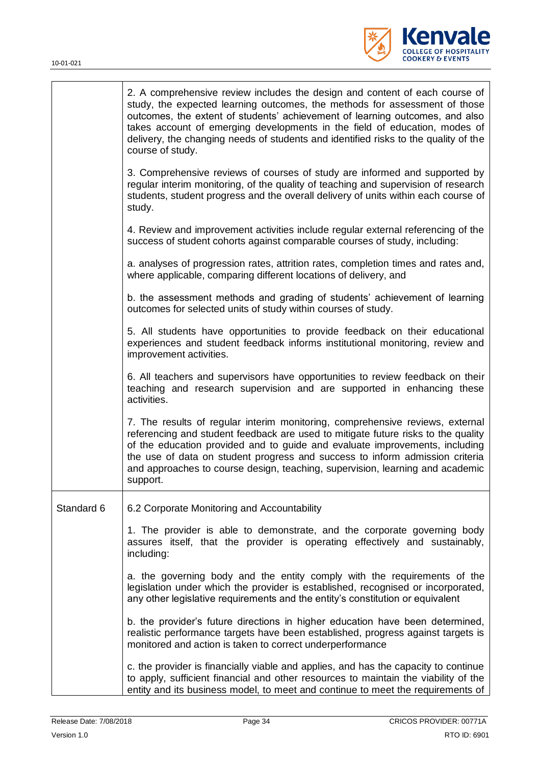| | |
|---|---|
| | 2. A comprehensive review includes the design and content of each course of study, the expected learning outcomes, the methods for assessment of those outcomes, the extent of students' achievement of learning outcomes, and also takes account of emerging developments in the field of education, modes of delivery, the changing needs of students and identified risks to the quality of the course of study.<br><br>3. Comprehensive reviews of courses of study are informed and supported by regular interim monitoring, of the quality of teaching and supervision of research students, student progress and the overall delivery of units within each course of study.<br><br>4. Review and improvement activities include regular external referencing of the success of student cohorts against comparable courses of study, including:<br><br>a. analyses of progression rates, attrition rates, completion times and rates and, where applicable, comparing different locations of delivery, and<br><br>b. the assessment methods and grading of students' achievement of learning outcomes for selected units of study within courses of study.<br><br>5. All students have opportunities to provide feedback on their educational experiences and student feedback informs institutional monitoring, review and improvement activities.<br><br>6. All teachers and supervisors have opportunities to review feedback on their teaching and research supervision and are supported in enhancing these activities.<br><br>7. The results of regular interim monitoring, comprehensive reviews, external referencing and student feedback are used to mitigate future risks to the quality of the education provided and to guide and evaluate improvements, including the use of data on student progress and success to inform admission criteria and approaches to course design, teaching, supervision, learning and academic support. |
| Standard 6 | 6.2 Corporate Monitoring and Accountability<br><br>1. The provider is able to demonstrate, and the corporate governing body assures itself, that the provider is operating effectively and sustainably, including:<br><br>a. the governing body and the entity comply with the requirements of the legislation under which the provider is established, recognised or incorporated, any other legislative requirements and the entity's constitution or equivalent<br><br>b. the provider's future directions in higher education have been determined, realistic performance targets have been established, progress against targets is monitored and action is taken to correct underperformance<br><br>c. the provider is financially viable and applies, and has the capacity to continue to apply, sufficient financial and other resources to maintain the viability of the entity and its business model, to meet and continue to meet the requirements of |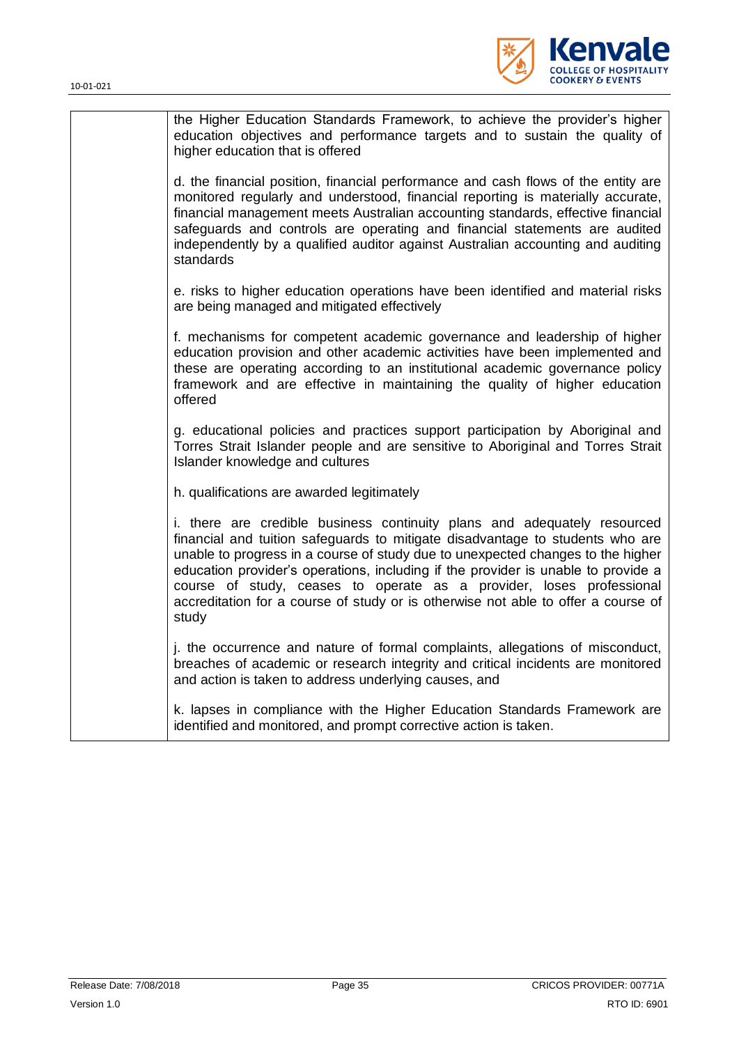| | the Higher Education Standards Framework, to achieve the provider's higher education objectives and performance targets and to sustain the quality of higher education that is offered<br><br>d. the financial position, financial performance and cash flows of the entity are monitored regularly and understood, financial reporting is materially accurate, financial management meets Australian accounting standards, effective financial safeguards and controls are operating and financial statements are audited independently by a qualified auditor against Australian accounting and auditing standards<br><br>e. risks to higher education operations have been identified and material risks are being managed and mitigated effectively<br><br>f. mechanisms for competent academic governance and leadership of higher education provision and other academic activities have been implemented and these are operating according to an institutional academic governance policy framework and are effective in maintaining the quality of higher education offered<br><br>g. educational policies and practices support participation by Aboriginal and Torres Strait Islander people and are sensitive to Aboriginal and Torres Strait Islander knowledge and cultures<br><br>h. qualifications are awarded legitimately<br><br>i. there are credible business continuity plans and adequately resourced financial and tuition safeguards to mitigate disadvantage to students who are unable to progress in a course of study due to unexpected changes to the higher education provider's operations, including if the provider is unable to provide a course of study, ceases to operate as a provider, loses professional accreditation for a course of study or is otherwise not able to offer a course of study<br><br>j. the occurrence and nature of formal complaints, allegations of misconduct, breaches of academic or research integrity and critical incidents are monitored and action is taken to address underlying causes, and<br><br>k. lapses in compliance with the Higher Education Standards Framework are identified and monitored, and prompt corrective action is taken. |
|---|---|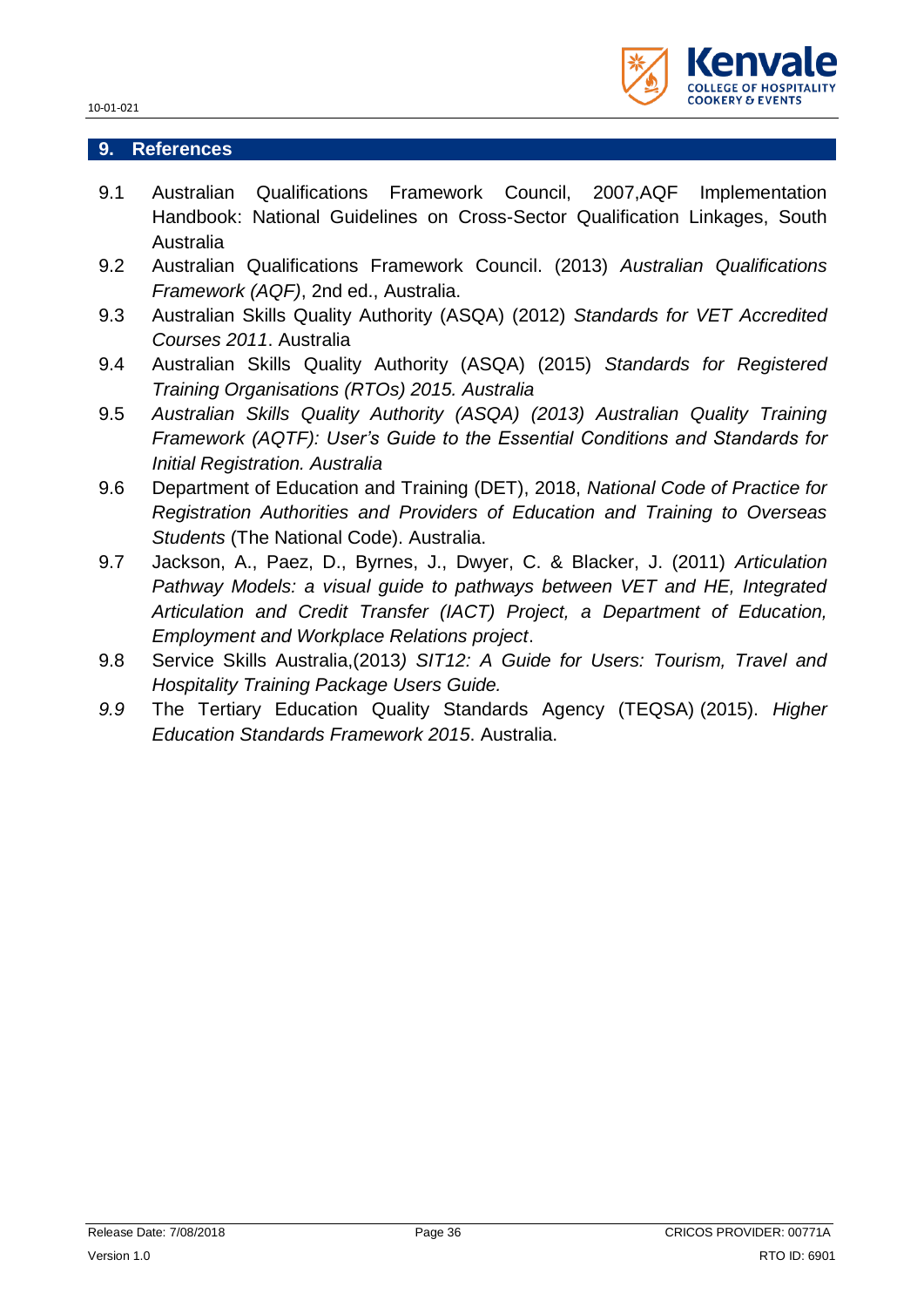## 9. References

9.1 Australian Qualifications Framework Council, 2007,AQF Implementation Handbook: National Guidelines on Cross-Sector Qualification Linkages, South Australia

9.2 Australian Qualifications Framework Council. (2013) *Australian Qualifications Framework (AQF)*, 2nd ed., Australia.

9.3 Australian Skills Quality Authority (ASQA) (2012) *Standards for VET Accredited Courses 2011*. Australia

9.4 Australian Skills Quality Authority (ASQA) (2015) *Standards for Registered Training Organisations (RTOs) 2015. Australia*

9.5 *Australian Skills Quality Authority (ASQA) (2013) Australian Quality Training Framework (AQTF): User's Guide to the Essential Conditions and Standards for Initial Registration. Australia*

9.6 Department of Education and Training (DET), 2018, *National Code of Practice for Registration Authorities and Providers of Education and Training to Overseas Students* (The National Code). Australia.

9.7 Jackson, A., Paez, D., Byrnes, J., Dwyer, C. & Blacker, J. (2011) *Articulation Pathway Models: a visual guide to pathways between VET and HE, Integrated Articulation and Credit Transfer (IACT) Project, a Department of Education, Employment and Workplace Relations project*.

9.8 Service Skills Australia,(2013*) SIT12: A Guide for Users: Tourism, Travel and Hospitality Training Package Users Guide.*

*9.9* The Tertiary Education Quality Standards Agency (TEQSA) (2015). *Higher Education Standards Framework 2015*. Australia.